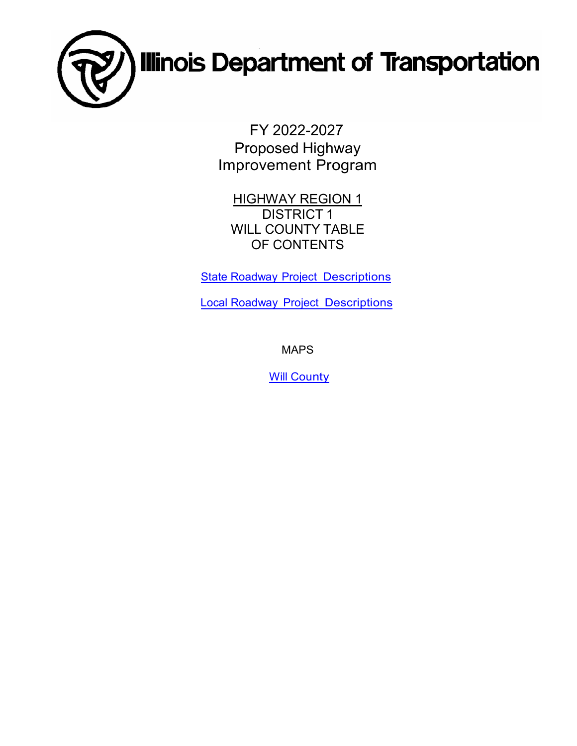# Illinois Department of Transportation

FY 2022-2027
Proposed Highway
Improvement Program

HIGHWAY REGION 1
DISTRICT 1
WILL COUNTY TABLE
OF CONTENTS

State Roadway Project Descriptions

Local Roadway Project Descriptions

MAPS

Will County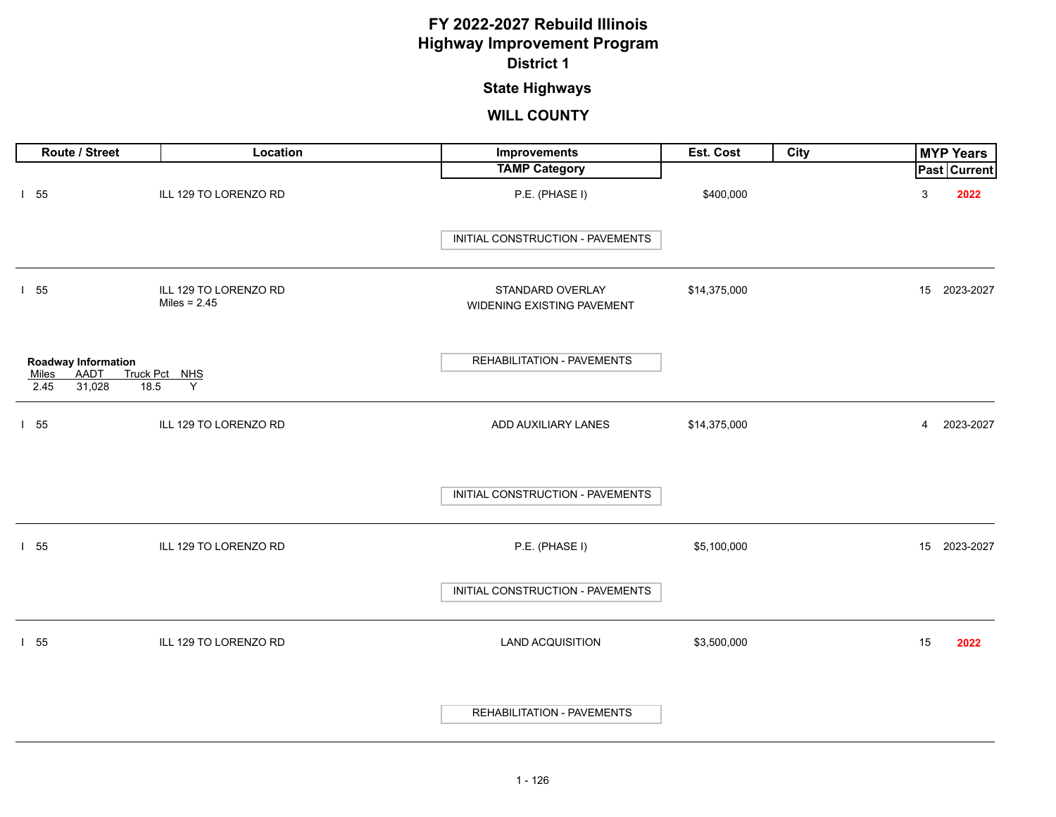# FY 2022-2027 Rebuild Illinois
# Highway Improvement Program
## District 1
### State Highways
### WILL COUNTY

| Route / Street | Location | Improvements / TAMP Category | Est. Cost | City | MYP Years Past | MYP Years Current |
|---|---|---|---|---|---|---|
| I 55 | ILL 129 TO LORENZO RD | P.E. (PHASE I)<br>INITIAL CONSTRUCTION - PAVEMENTS | $400,000 | | 3 | 2022 |
| I 55 | ILL 129 TO LORENZO RD<br>Miles = 2.45 | STANDARD OVERLAY<br>WIDENING EXISTING PAVEMENT<br>REHABILITATION - PAVEMENTS | $14,375,000 | | 15 | 2023-2027 |
| I 55 | ILL 129 TO LORENZO RD | ADD AUXILIARY LANES<br>INITIAL CONSTRUCTION - PAVEMENTS | $14,375,000 | | 4 | 2023-2027 |
| I 55 | ILL 129 TO LORENZO RD | P.E. (PHASE I)<br>INITIAL CONSTRUCTION - PAVEMENTS | $5,100,000 | | 15 | 2023-2027 |
| I 55 | ILL 129 TO LORENZO RD | LAND ACQUISITION<br>REHABILITATION - PAVEMENTS | $3,500,000 | | 15 | 2022 |

**Roadway Information** (I 55, ILL 129 TO LORENZO RD, Miles = 2.45)

| Miles | AADT | Truck Pct | NHS |
|---|---|---|---|
| 2.45 | 31,028 | 18.5 | Y |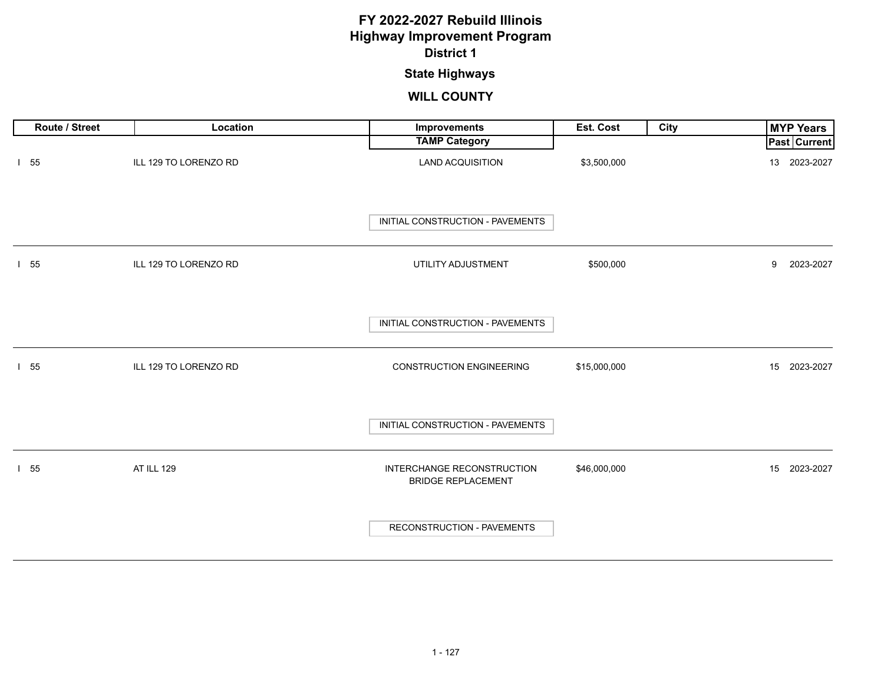# FY 2022-2027 Rebuild Illinois
# Highway Improvement Program
## District 1

### State Highways

### WILL COUNTY

| Route / Street | Location | Improvements / TAMP Category | Est. Cost | City | MYP Years Past | MYP Years Current |
|---|---|---|---|---|---|---|
| I 55 | ILL 129 TO LORENZO RD | LAND ACQUISITION<br>INITIAL CONSTRUCTION - PAVEMENTS | $3,500,000 | | 13 | 2023-2027 |
| I 55 | ILL 129 TO LORENZO RD | UTILITY ADJUSTMENT<br>INITIAL CONSTRUCTION - PAVEMENTS | $500,000 | | 9 | 2023-2027 |
| I 55 | ILL 129 TO LORENZO RD | CONSTRUCTION ENGINEERING<br>INITIAL CONSTRUCTION - PAVEMENTS | $15,000,000 | | 15 | 2023-2027 |
| I 55 | AT ILL 129 | INTERCHANGE RECONSTRUCTION<br>BRIDGE REPLACEMENT<br>RECONSTRUCTION - PAVEMENTS | $46,000,000 | | 15 | 2023-2027 |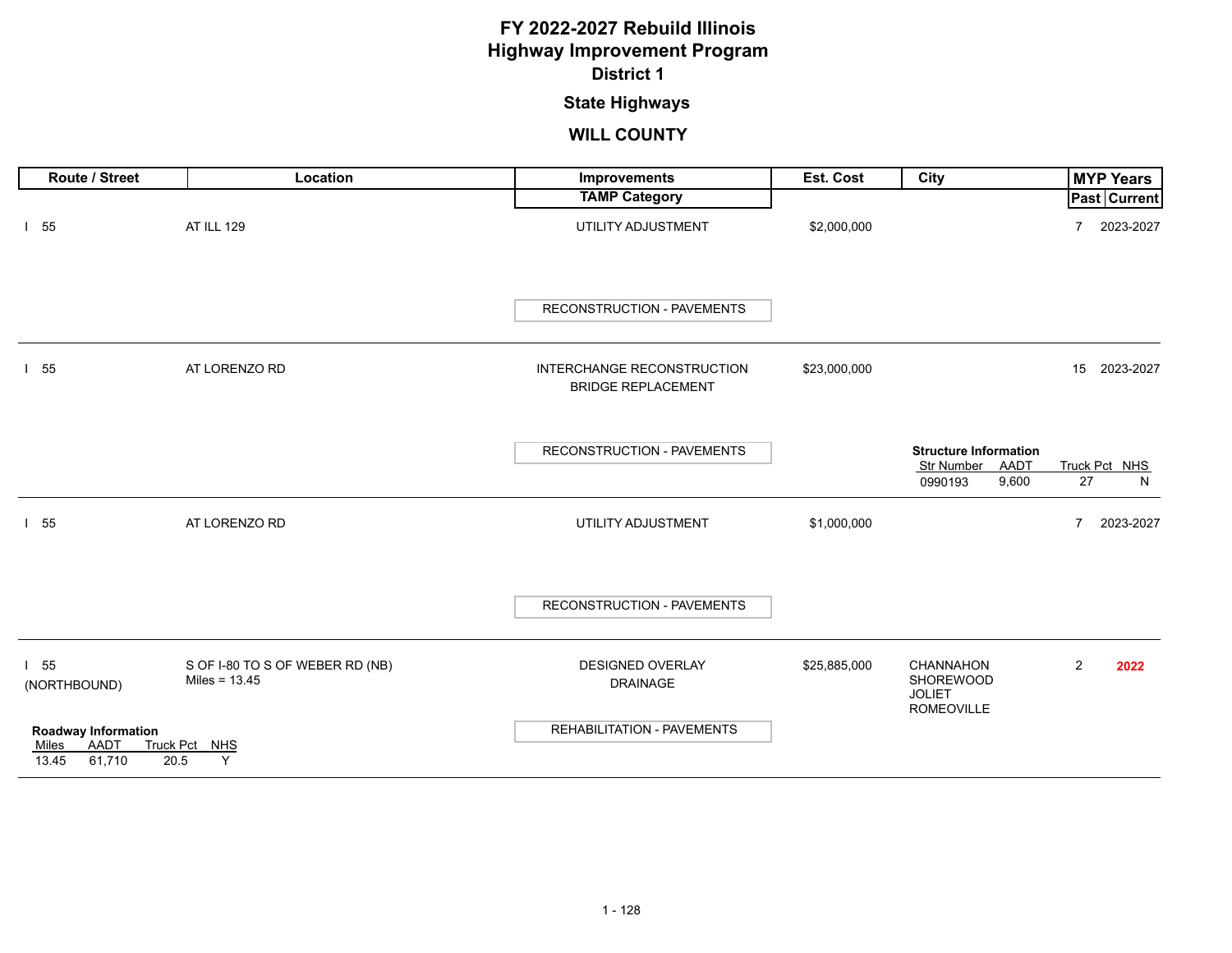# FY 2022-2027 Rebuild Illinois Highway Improvement Program

## District 1

### State Highways

### WILL COUNTY

| Route / Street | Location | Improvements / TAMP Category | Est. Cost | City | MYP Years Past | MYP Years Current |
|---|---|---|---|---|---|---|
| I 55 | AT ILL 129 | UTILITY ADJUSTMENT<br>RECONSTRUCTION - PAVEMENTS | $2,000,000 | | 7 | 2023-2027 |
| I 55 | AT LORENZO RD | INTERCHANGE RECONSTRUCTION<br>BRIDGE REPLACEMENT<br>RECONSTRUCTION - PAVEMENTS | $23,000,000 | **Structure Information**<br>Str Number: 0990193<br>AADT: 9,600<br>Truck Pct: 27<br>NHS: N | 15 | 2023-2027 |
| I 55 | AT LORENZO RD | UTILITY ADJUSTMENT<br>RECONSTRUCTION - PAVEMENTS | $1,000,000 | | 7 | 2023-2027 |
| I 55 (NORTHBOUND) | S OF I-80 TO S OF WEBER RD (NB)<br>Miles = 13.45 | DESIGNED OVERLAY<br>DRAINAGE<br>REHABILITATION - PAVEMENTS | $25,885,000 | CHANNAHON<br>SHOREWOOD<br>JOLIET<br>ROMEOVILLE | 2 | **2022** |

**Roadway Information**

| Miles | AADT | Truck Pct | NHS |
|---|---|---|---|
| 13.45 | 61,710 | 20.5 | Y |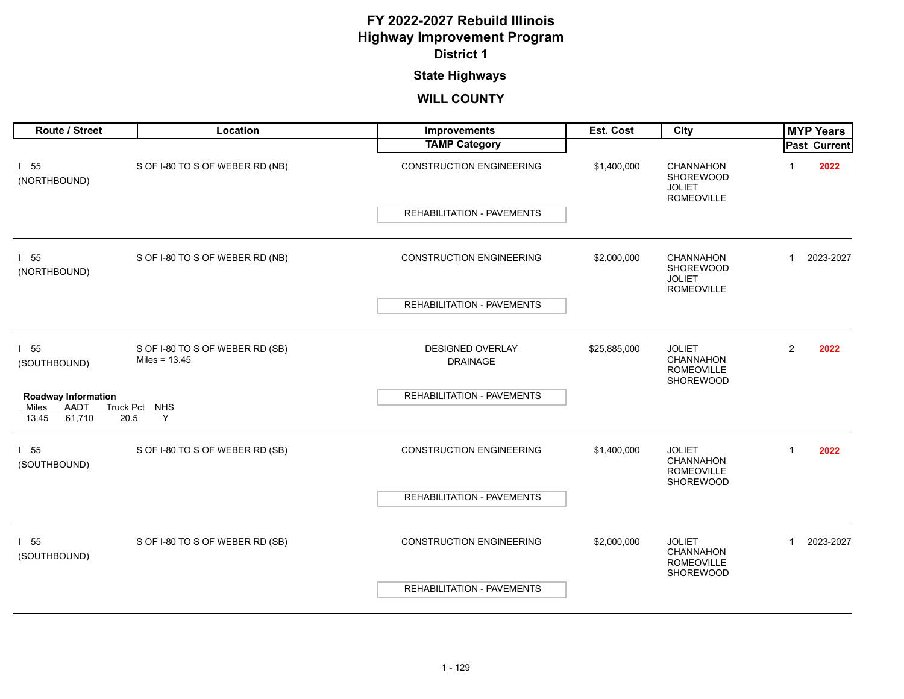# FY 2022-2027 Rebuild Illinois
# Highway Improvement Program
## District 1
### State Highways
### WILL COUNTY

| Route / Street | Location | Improvements / TAMP Category | Est. Cost | City | MYP Years Past | MYP Years Current |
|---|---|---|---|---|---|---|
| I 55 (NORTHBOUND) | S OF I-80 TO S OF WEBER RD (NB) | CONSTRUCTION ENGINEERING<br>REHABILITATION - PAVEMENTS | $1,400,000 | CHANNAHON<br>SHOREWOOD<br>JOLIET<br>ROMEOVILLE | 1 | 2022 |
| I 55 (NORTHBOUND) | S OF I-80 TO S OF WEBER RD (NB) | CONSTRUCTION ENGINEERING<br>REHABILITATION - PAVEMENTS | $2,000,000 | CHANNAHON<br>SHOREWOOD<br>JOLIET<br>ROMEOVILLE | 1 | 2023-2027 |
| I 55 (SOUTHBOUND)<br>**Roadway Information**<br>Miles: 13.45, AADT: 61,710, Truck Pct: 20.5, NHS: Y | S OF I-80 TO S OF WEBER RD (SB)<br>Miles = 13.45 | DESIGNED OVERLAY<br>DRAINAGE<br>REHABILITATION - PAVEMENTS | $25,885,000 | JOLIET<br>CHANNAHON<br>ROMEOVILLE<br>SHOREWOOD | 2 | 2022 |
| I 55 (SOUTHBOUND) | S OF I-80 TO S OF WEBER RD (SB) | CONSTRUCTION ENGINEERING<br>REHABILITATION - PAVEMENTS | $1,400,000 | JOLIET<br>CHANNAHON<br>ROMEOVILLE<br>SHOREWOOD | 1 | 2022 |
| I 55 (SOUTHBOUND) | S OF I-80 TO S OF WEBER RD (SB) | CONSTRUCTION ENGINEERING<br>REHABILITATION - PAVEMENTS | $2,000,000 | JOLIET<br>CHANNAHON<br>ROMEOVILLE<br>SHOREWOOD | 1 | 2023-2027 |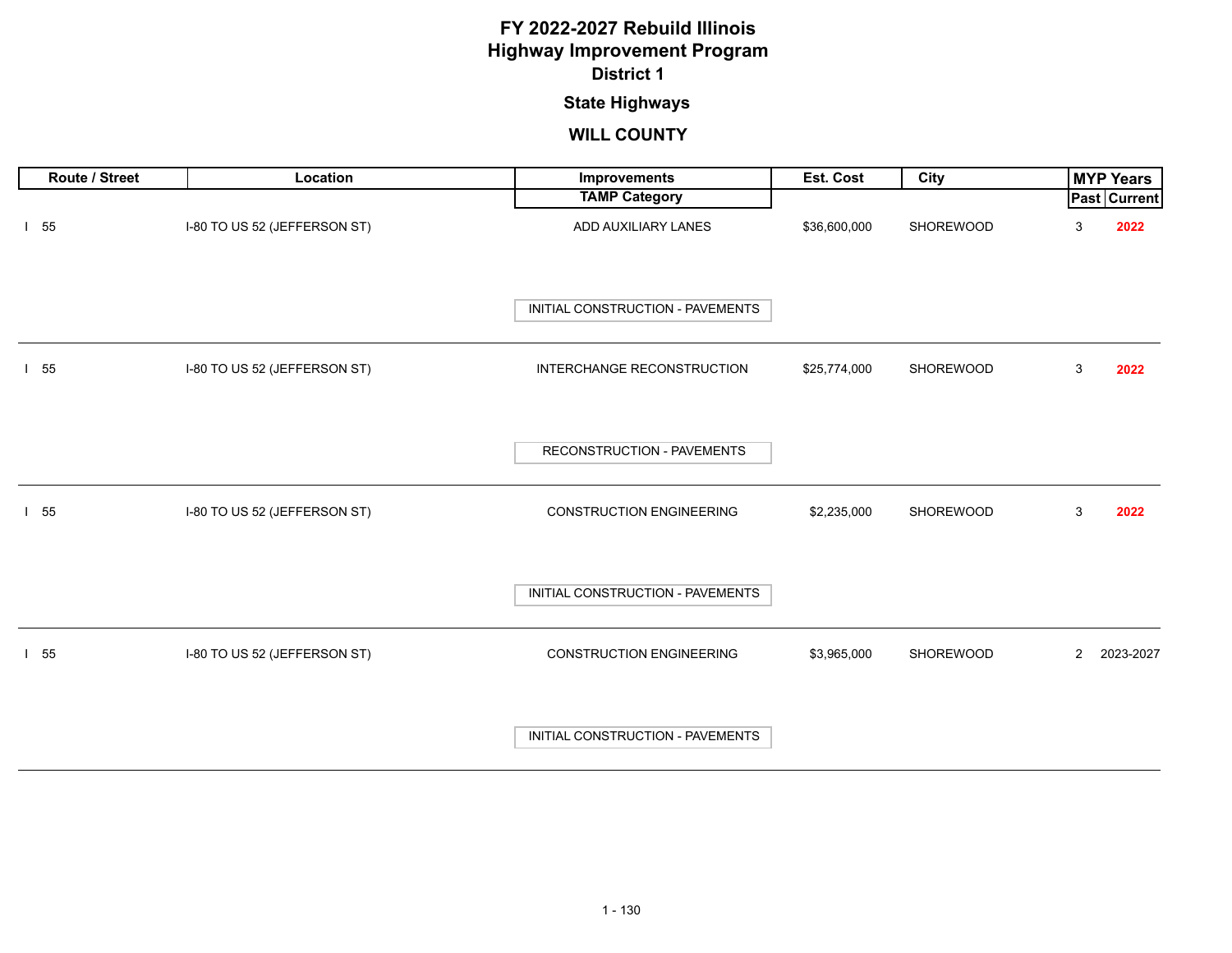# FY 2022-2027 Rebuild Illinois
## Highway Improvement Program
### District 1

### State Highways

### WILL COUNTY

| Route / Street | Location | Improvements / TAMP Category | Est. Cost | City | MYP Years Past | MYP Years Current |
|---|---|---|---|---|---|---|
| I 55 | I-80 TO US 52 (JEFFERSON ST) | ADD AUXILIARY LANES / INITIAL CONSTRUCTION - PAVEMENTS | $36,600,000 | SHOREWOOD | 3 | **2022** |
| I 55 | I-80 TO US 52 (JEFFERSON ST) | INTERCHANGE RECONSTRUCTION / RECONSTRUCTION - PAVEMENTS | $25,774,000 | SHOREWOOD | 3 | **2022** |
| I 55 | I-80 TO US 52 (JEFFERSON ST) | CONSTRUCTION ENGINEERING / INITIAL CONSTRUCTION - PAVEMENTS | $2,235,000 | SHOREWOOD | 3 | **2022** |
| I 55 | I-80 TO US 52 (JEFFERSON ST) | CONSTRUCTION ENGINEERING / INITIAL CONSTRUCTION - PAVEMENTS | $3,965,000 | SHOREWOOD | 2 | 2023-2027 |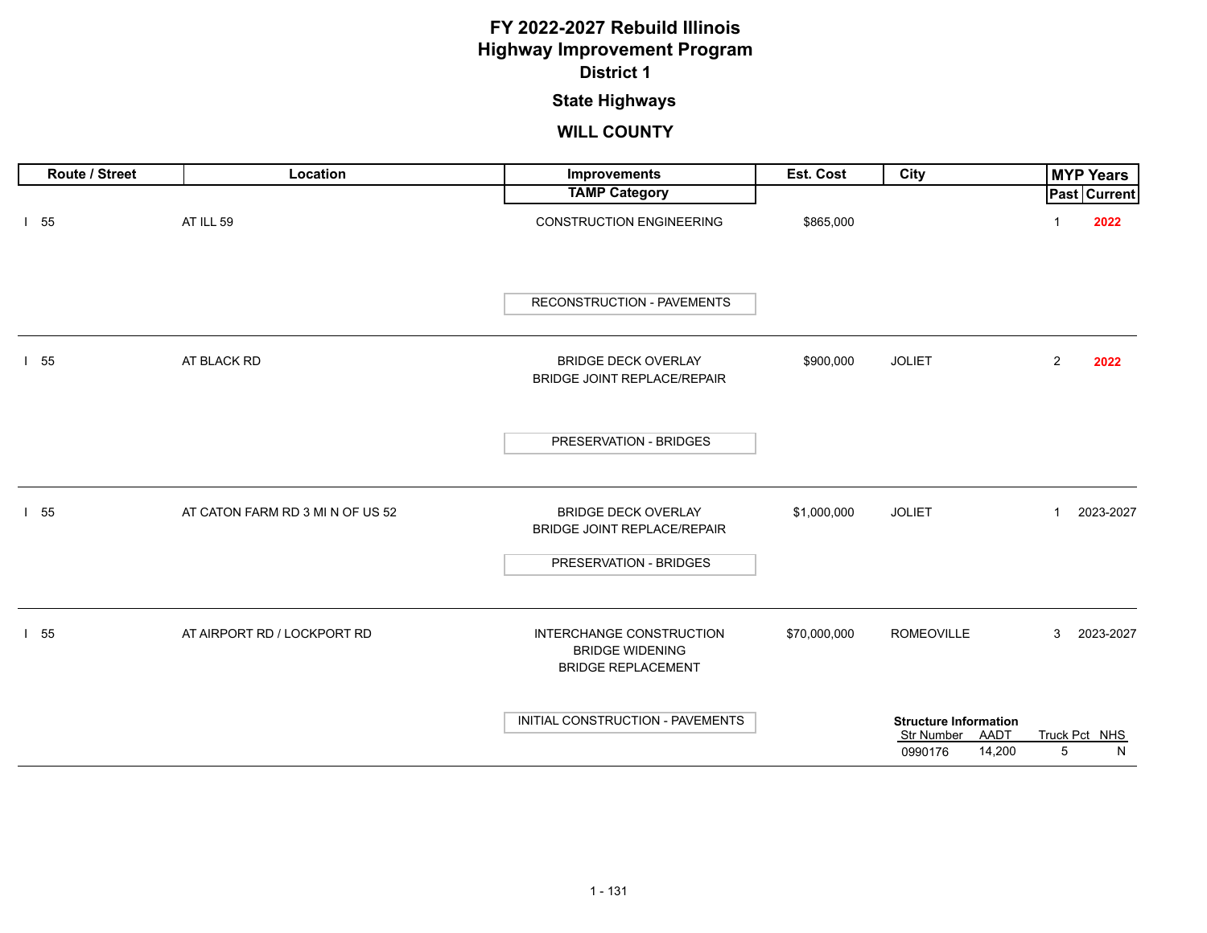# FY 2022-2027 Rebuild Illinois
# Highway Improvement Program
## District 1
### State Highways
### WILL COUNTY

| Route / Street | Location | Improvements / TAMP Category | Est. Cost | City | MYP Years Past | MYP Years Current |
|---|---|---|---|---|---|---|
| I 55 | AT ILL 59 | CONSTRUCTION ENGINEERING<br>TAMP: RECONSTRUCTION - PAVEMENTS | $865,000 | | 1 | 2022 |
| I 55 | AT BLACK RD | BRIDGE DECK OVERLAY<br>BRIDGE JOINT REPLACE/REPAIR<br>TAMP: PRESERVATION - BRIDGES | $900,000 | JOLIET | 2 | 2022 |
| I 55 | AT CATON FARM RD 3 MI N OF US 52 | BRIDGE DECK OVERLAY<br>BRIDGE JOINT REPLACE/REPAIR<br>TAMP: PRESERVATION - BRIDGES | $1,000,000 | JOLIET | 1 | 2023-2027 |
| I 55 | AT AIRPORT RD / LOCKPORT RD | INTERCHANGE CONSTRUCTION<br>BRIDGE WIDENING<br>BRIDGE REPLACEMENT<br>TAMP: INITIAL CONSTRUCTION - PAVEMENTS | $70,000,000 | ROMEOVILLE | 3 | 2023-2027 |

**Structure Information** (I 55 AT AIRPORT RD / LOCKPORT RD)

| Str Number | AADT | Truck Pct | NHS |
|---|---|---|---|
| 0990176 | 14,200 | 5 | N |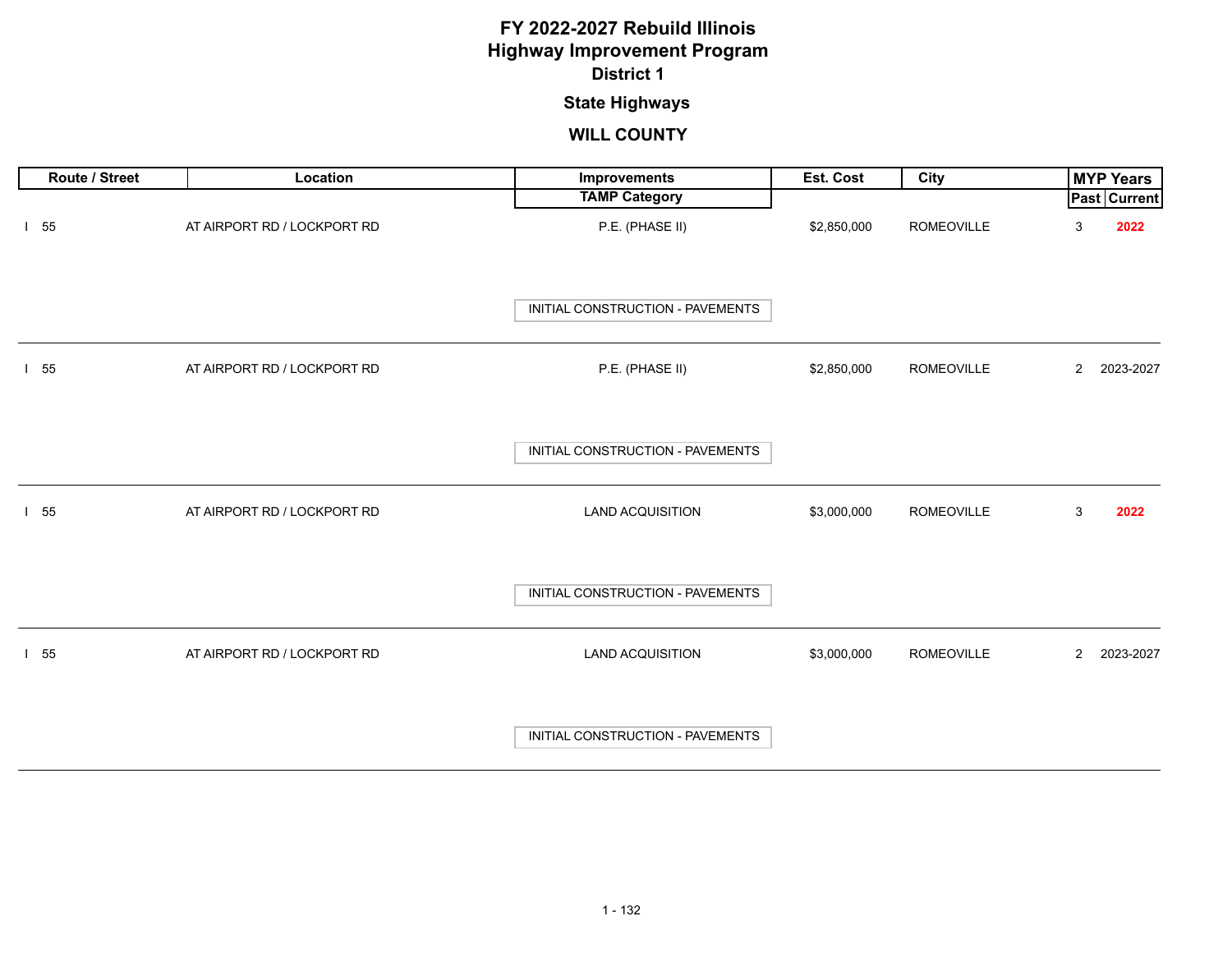# FY 2022-2027 Rebuild Illinois
## Highway Improvement Program
### District 1

### State Highways

### WILL COUNTY

| Route / Street | Location | Improvements / TAMP Category | Est. Cost | City | MYP Years Past | MYP Years Current |
|---|---|---|---|---|---|---|
| I 55 | AT AIRPORT RD / LOCKPORT RD | P.E. (PHASE II)<br>INITIAL CONSTRUCTION - PAVEMENTS | $2,850,000 | ROMEOVILLE | 3 | **2022** |
| I 55 | AT AIRPORT RD / LOCKPORT RD | P.E. (PHASE II)<br>INITIAL CONSTRUCTION - PAVEMENTS | $2,850,000 | ROMEOVILLE | 2 | 2023-2027 |
| I 55 | AT AIRPORT RD / LOCKPORT RD | LAND ACQUISITION<br>INITIAL CONSTRUCTION - PAVEMENTS | $3,000,000 | ROMEOVILLE | 3 | **2022** |
| I 55 | AT AIRPORT RD / LOCKPORT RD | LAND ACQUISITION<br>INITIAL CONSTRUCTION - PAVEMENTS | $3,000,000 | ROMEOVILLE | 2 | 2023-2027 |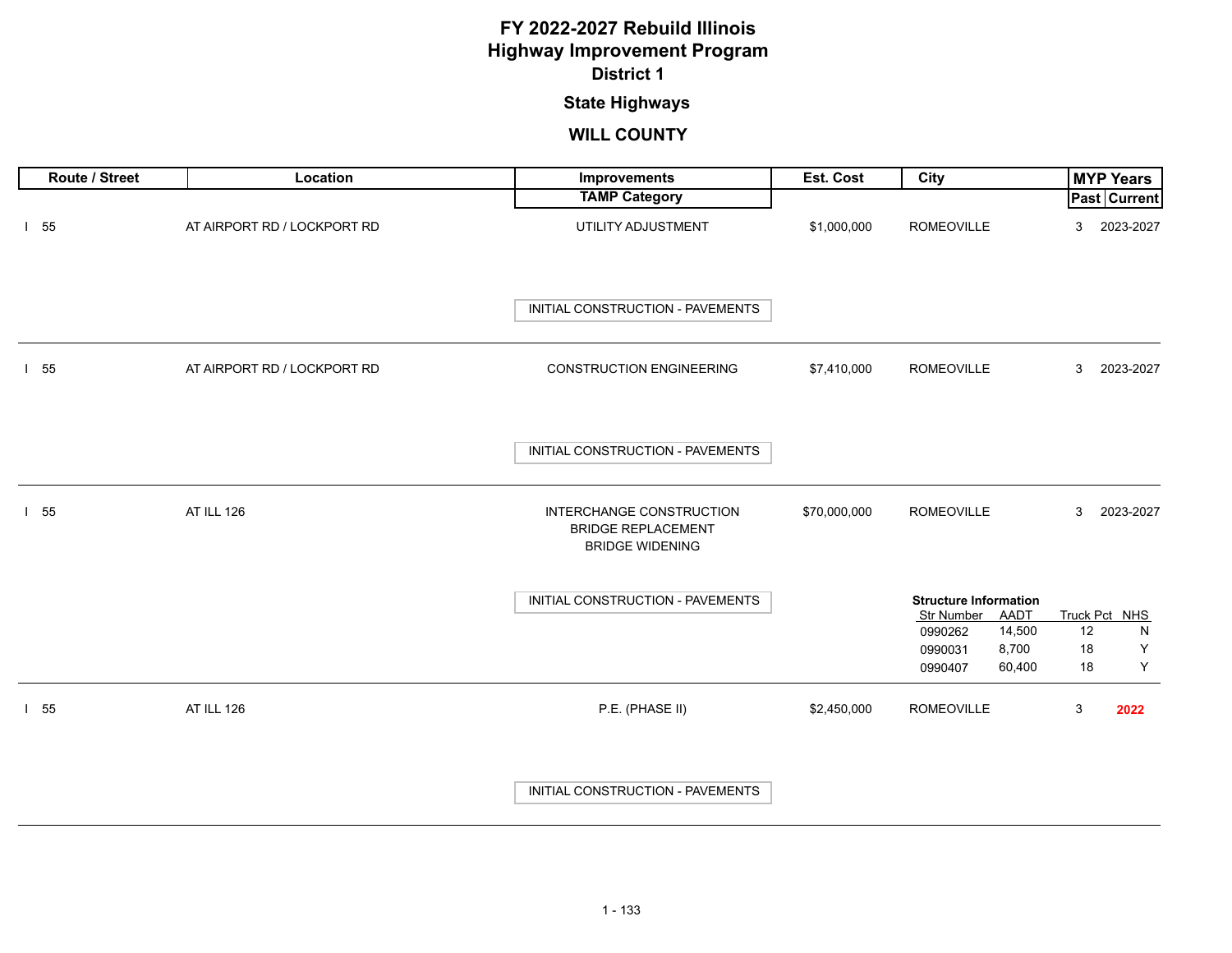# FY 2022-2027 Rebuild Illinois
# Highway Improvement Program
## District 1

### State Highways

### WILL COUNTY

| Route / Street | Location | Improvements / TAMP Category | Est. Cost | City | MYP Years Past | MYP Years Current |
|---|---|---|---|---|---|---|
| I 55 | AT AIRPORT RD / LOCKPORT RD | UTILITY ADJUSTMENT<br>INITIAL CONSTRUCTION - PAVEMENTS | $1,000,000 | ROMEOVILLE | 3 | 2023-2027 |
| I 55 | AT AIRPORT RD / LOCKPORT RD | CONSTRUCTION ENGINEERING<br>INITIAL CONSTRUCTION - PAVEMENTS | $7,410,000 | ROMEOVILLE | 3 | 2023-2027 |
| I 55 | AT ILL 126 | INTERCHANGE CONSTRUCTION<br>BRIDGE REPLACEMENT<br>BRIDGE WIDENING<br>INITIAL CONSTRUCTION - PAVEMENTS | $70,000,000 | ROMEOVILLE | 3 | 2023-2027 |
| I 55 | AT ILL 126 | P.E. (PHASE II)<br>INITIAL CONSTRUCTION - PAVEMENTS | $2,450,000 | ROMEOVILLE | 3 | **2022** |

**Structure Information** (I 55 AT ILL 126 – Interchange Construction)

| Str Number | AADT | Truck Pct | NHS |
|---|---|---|---|
| 0990262 | 14,500 | 12 | N |
| 0990031 | 8,700 | 18 | Y |
| 0990407 | 60,400 | 18 | Y |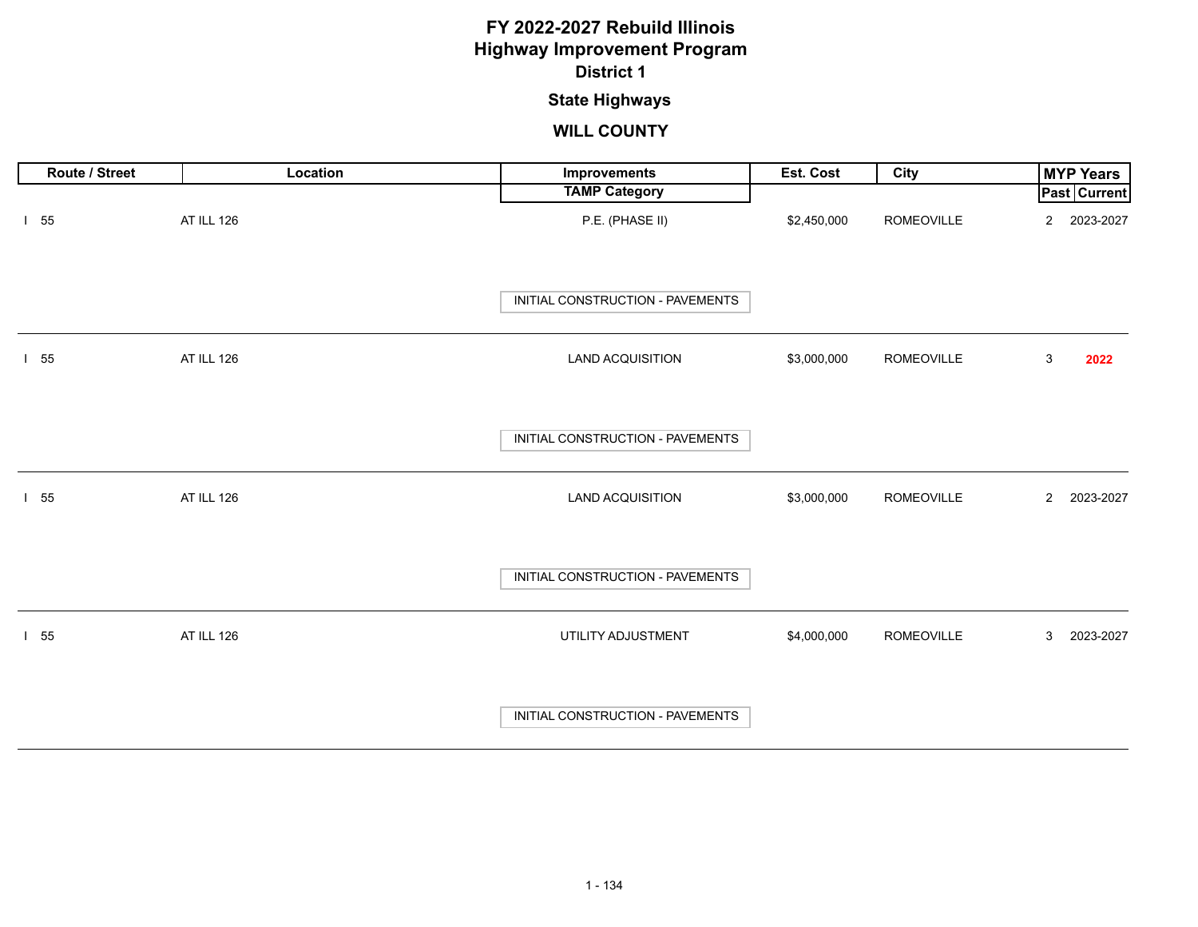# FY 2022-2027 Rebuild Illinois
# Highway Improvement Program
## District 1
### State Highways
### WILL COUNTY

| Route / Street | Location | Improvements / TAMP Category | Est. Cost | City | MYP Years Past | MYP Years Current |
|---|---|---|---|---|---|---|
| I 55 | AT ILL 126 | P.E. (PHASE II) / INITIAL CONSTRUCTION - PAVEMENTS | $2,450,000 | ROMEOVILLE | 2 | 2023-2027 |
| I 55 | AT ILL 126 | LAND ACQUISITION / INITIAL CONSTRUCTION - PAVEMENTS | $3,000,000 | ROMEOVILLE | 3 | **2022** |
| I 55 | AT ILL 126 | LAND ACQUISITION / INITIAL CONSTRUCTION - PAVEMENTS | $3,000,000 | ROMEOVILLE | 2 | 2023-2027 |
| I 55 | AT ILL 126 | UTILITY ADJUSTMENT / INITIAL CONSTRUCTION - PAVEMENTS | $4,000,000 | ROMEOVILLE | 3 | 2023-2027 |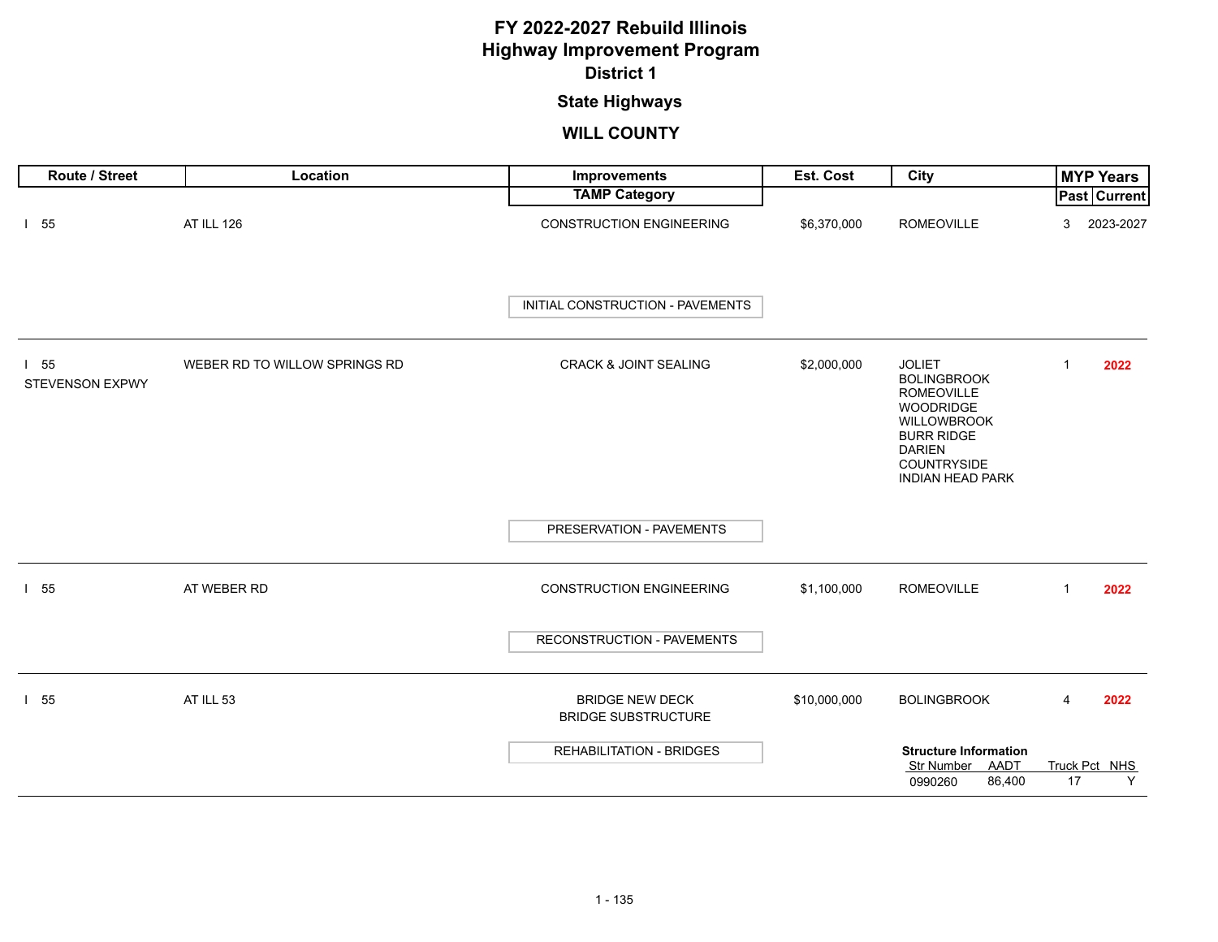# FY 2022-2027 Rebuild Illinois
# Highway Improvement Program
## District 1
### State Highways
### WILL COUNTY

| Route / Street | Location | Improvements / TAMP Category | Est. Cost | City | MYP Years Past | MYP Years Current |
|---|---|---|---|---|---|---|
| I 55 | AT ILL 126 | CONSTRUCTION ENGINEERING<br>INITIAL CONSTRUCTION - PAVEMENTS | $6,370,000 | ROMEOVILLE | 3 | 2023-2027 |
| I 55<br>STEVENSON EXPWY | WEBER RD TO WILLOW SPRINGS RD | CRACK & JOINT SEALING<br>PRESERVATION - PAVEMENTS | $2,000,000 | JOLIET<br>BOLINGBROOK<br>ROMEOVILLE<br>WOODRIDGE<br>WILLOWBROOK<br>BURR RIDGE<br>DARIEN<br>COUNTRYSIDE<br>INDIAN HEAD PARK | 1 | **2022** |
| I 55 | AT WEBER RD | CONSTRUCTION ENGINEERING<br>RECONSTRUCTION - PAVEMENTS | $1,100,000 | ROMEOVILLE | 1 | **2022** |
| I 55 | AT ILL 53 | BRIDGE NEW DECK<br>BRIDGE SUBSTRUCTURE<br>REHABILITATION - BRIDGES | $10,000,000 | BOLINGBROOK | 4 | **2022** |

**Structure Information**

| Str Number | AADT | Truck Pct | NHS |
|---|---|---|---|
| 0990260 | 86,400 | 17 | Y |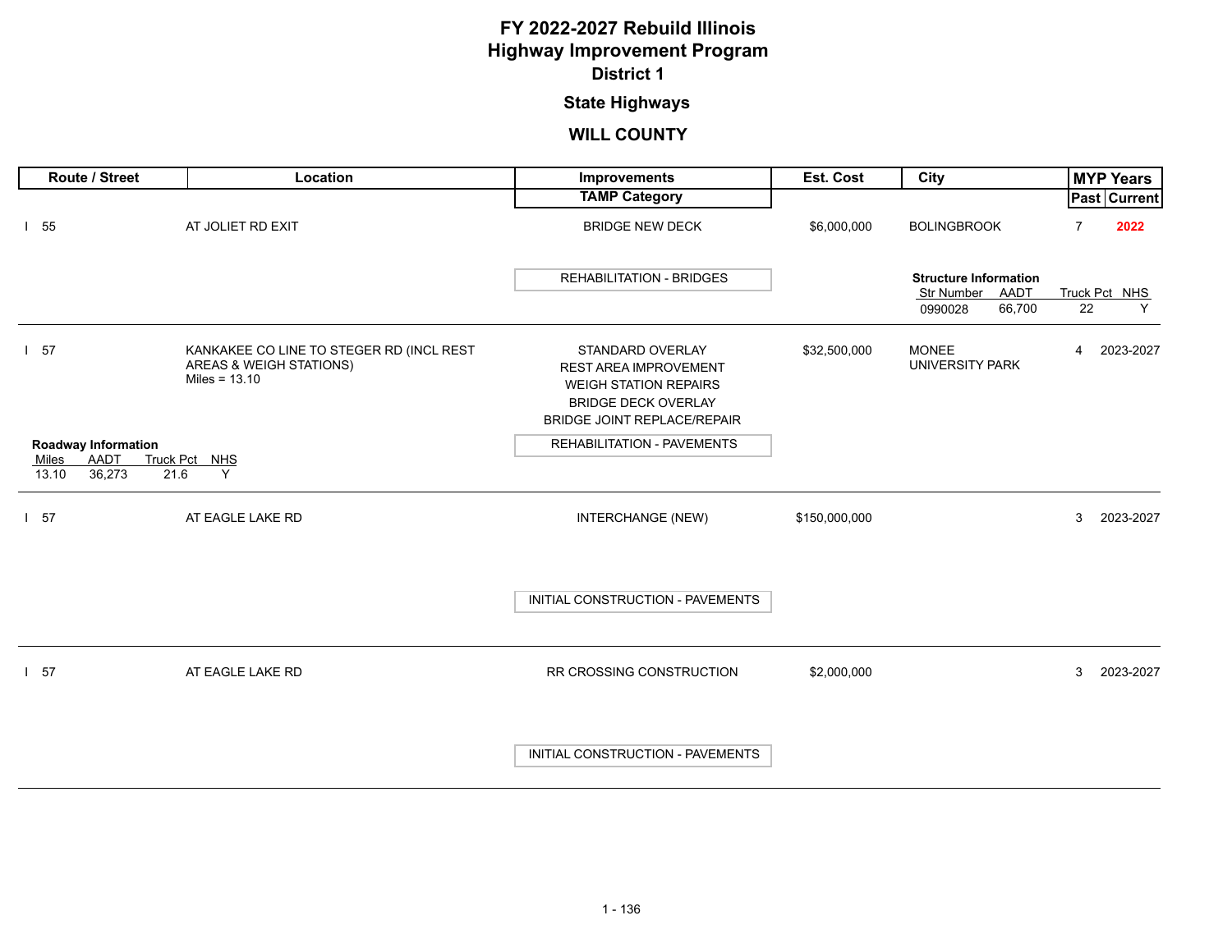# FY 2022-2027 Rebuild Illinois
# Highway Improvement Program
## District 1
### State Highways
### WILL COUNTY

| Route / Street | Location | Improvements / TAMP Category | Est. Cost | City | MYP Years Past | MYP Years Current |
|---|---|---|---|---|---|---|
| I 55 | AT JOLIET RD EXIT | BRIDGE NEW DECK<br>REHABILITATION - BRIDGES | $6,000,000 | BOLINGBROOK<br>**Structure Information**<br>Str Number: 0990028; AADT: 66,700; Truck Pct: 22; NHS: Y | 7 | 2022 |
| I 57 | KANKAKEE CO LINE TO STEGER RD (INCL REST AREAS & WEIGH STATIONS)<br>Miles = 13.10<br>**Roadway Information**<br>Miles: 13.10; AADT: 36,273; Truck Pct: 21.6; NHS: Y | STANDARD OVERLAY<br>REST AREA IMPROVEMENT<br>WEIGH STATION REPAIRS<br>BRIDGE DECK OVERLAY<br>BRIDGE JOINT REPLACE/REPAIR<br>REHABILITATION - PAVEMENTS | $32,500,000 | MONEE<br>UNIVERSITY PARK | 4 | 2023-2027 |
| I 57 | AT EAGLE LAKE RD | INTERCHANGE (NEW)<br>INITIAL CONSTRUCTION - PAVEMENTS | $150,000,000 | | 3 | 2023-2027 |
| I 57 | AT EAGLE LAKE RD | RR CROSSING CONSTRUCTION<br>INITIAL CONSTRUCTION - PAVEMENTS | $2,000,000 | | 3 | 2023-2027 |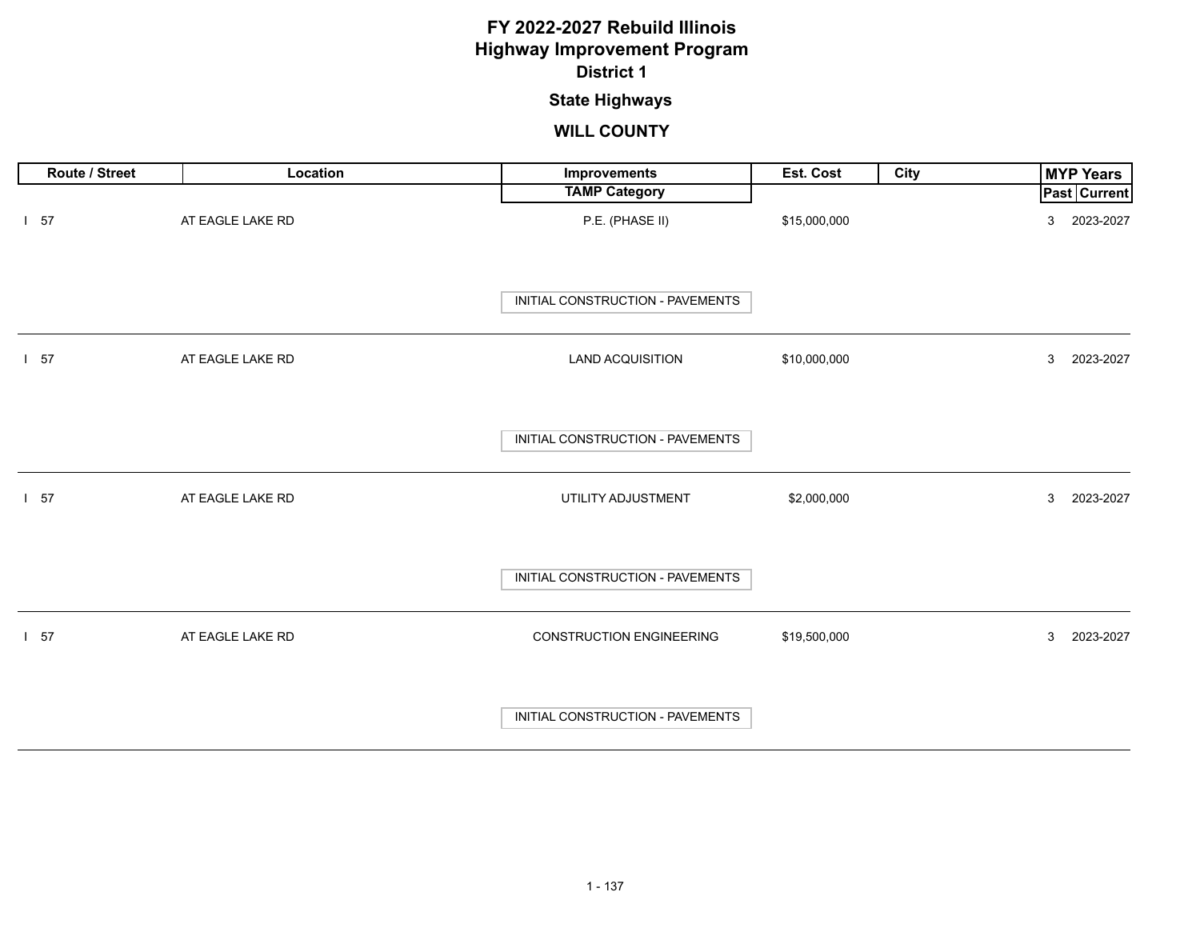# FY 2022-2027 Rebuild Illinois
## Highway Improvement Program
### District 1

### State Highways

### WILL COUNTY

| Route / Street | Location | Improvements / TAMP Category | Est. Cost | City | MYP Years Past | MYP Years Current |
|---|---|---|---|---|---|---|
| I 57 | AT EAGLE LAKE RD | P.E. (PHASE II) / INITIAL CONSTRUCTION - PAVEMENTS | $15,000,000 | | 3 | 2023-2027 |
| I 57 | AT EAGLE LAKE RD | LAND ACQUISITION / INITIAL CONSTRUCTION - PAVEMENTS | $10,000,000 | | 3 | 2023-2027 |
| I 57 | AT EAGLE LAKE RD | UTILITY ADJUSTMENT / INITIAL CONSTRUCTION - PAVEMENTS | $2,000,000 | | 3 | 2023-2027 |
| I 57 | AT EAGLE LAKE RD | CONSTRUCTION ENGINEERING / INITIAL CONSTRUCTION - PAVEMENTS | $19,500,000 | | 3 | 2023-2027 |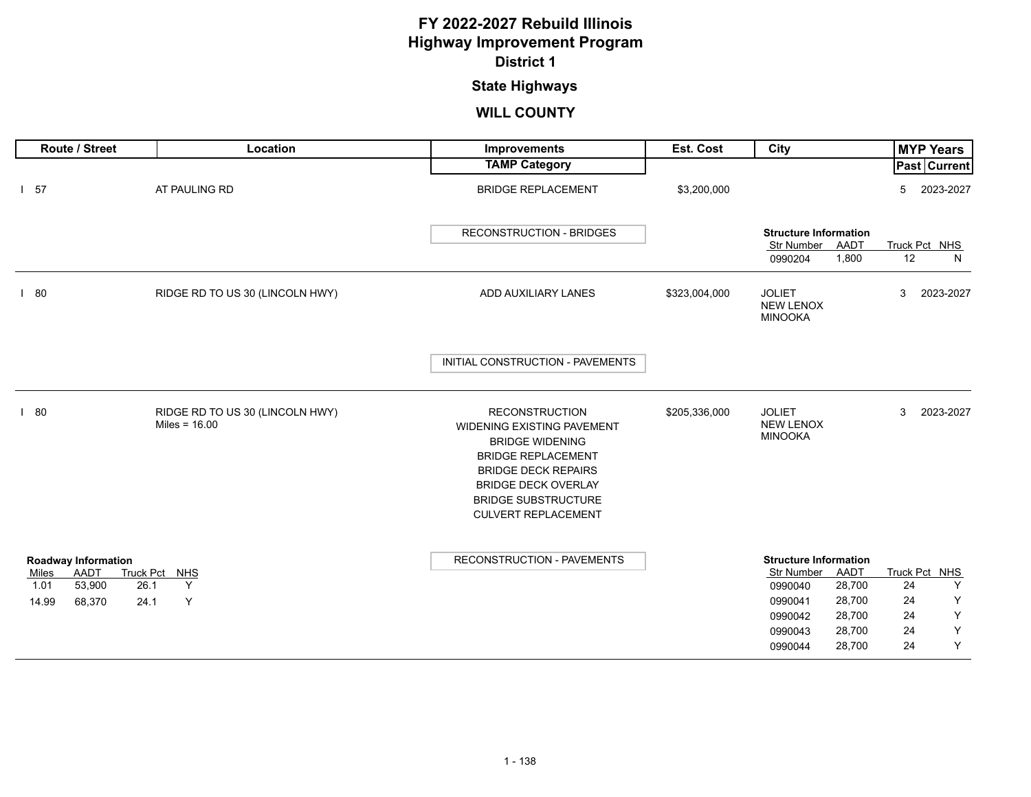# FY 2022-2027 Rebuild Illinois
# Highway Improvement Program
## District 1

## State Highways

## WILL COUNTY

| Route / Street | Location | Improvements / TAMP Category | Est. Cost | City | MYP Years Past | MYP Years Current |
|---|---|---|---|---|---|---|
| I 57 | AT PAULING RD | BRIDGE REPLACEMENT<br>RECONSTRUCTION - BRIDGES | $3,200,000 | | 5 | 2023-2027 |
| I 80 | RIDGE RD TO US 30 (LINCOLN HWY) | ADD AUXILIARY LANES<br>INITIAL CONSTRUCTION - PAVEMENTS | $323,004,000 | JOLIET<br>NEW LENOX<br>MINOOKA | 3 | 2023-2027 |
| I 80 | RIDGE RD TO US 30 (LINCOLN HWY)<br>Miles = 16.00 | RECONSTRUCTION<br>WIDENING EXISTING PAVEMENT<br>BRIDGE WIDENING<br>BRIDGE REPLACEMENT<br>BRIDGE DECK REPAIRS<br>BRIDGE DECK OVERLAY<br>BRIDGE SUBSTRUCTURE<br>CULVERT REPLACEMENT<br>RECONSTRUCTION - PAVEMENTS | $205,336,000 | JOLIET<br>NEW LENOX<br>MINOOKA | 3 | 2023-2027 |

**I 57 AT PAULING RD — Structure Information**

| Str Number | AADT | Truck Pct | NHS |
|---|---|---|---|
| 0990204 | 1,800 | 12 | N |

**I 80 RIDGE RD TO US 30 (LINCOLN HWY) — Roadway Information**

| Miles | AADT | Truck Pct | NHS |
|---|---|---|---|
| 1.01 | 53,900 | 26.1 | Y |
| 14.99 | 68,370 | 24.1 | Y |

**I 80 RIDGE RD TO US 30 (LINCOLN HWY) — Structure Information**

| Str Number | AADT | Truck Pct | NHS |
|---|---|---|---|
| 0990040 | 28,700 | 24 | Y |
| 0990041 | 28,700 | 24 | Y |
| 0990042 | 28,700 | 24 | Y |
| 0990043 | 28,700 | 24 | Y |
| 0990044 | 28,700 | 24 | Y |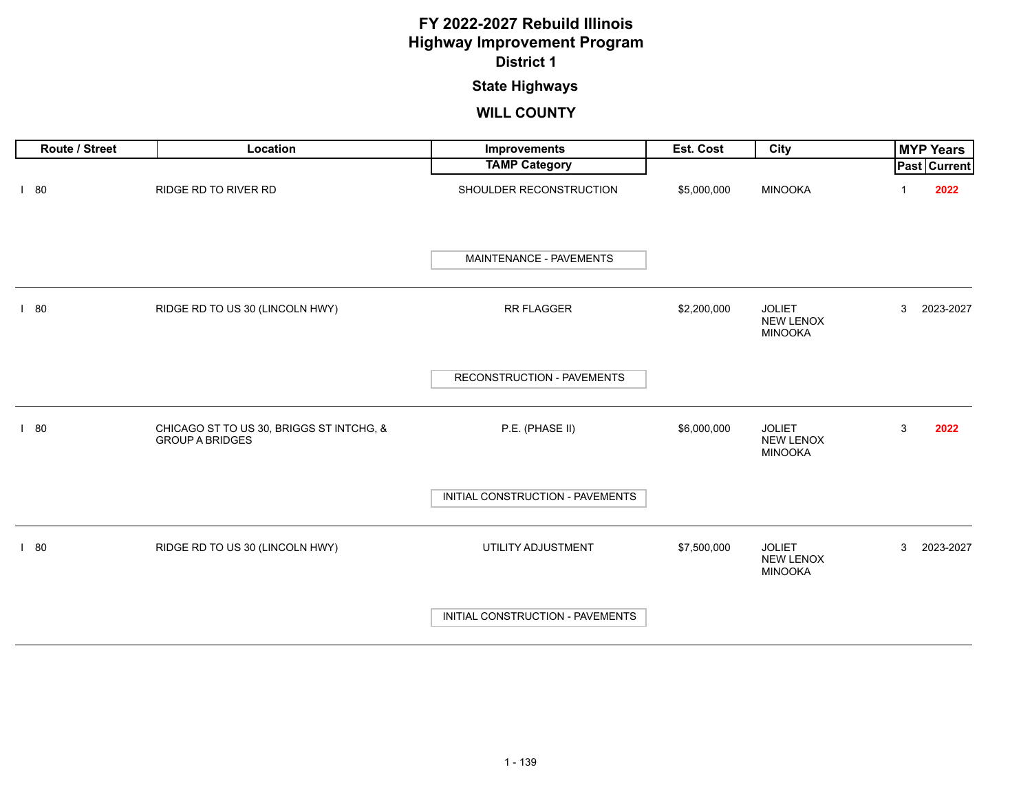# FY 2022-2027 Rebuild Illinois
# Highway Improvement Program
## District 1

### State Highways

### WILL COUNTY

| Route / Street | Location | Improvements / TAMP Category | Est. Cost | City | MYP Years Past | MYP Years Current |
|---|---|---|---|---|---|---|
| I 80 | RIDGE RD TO RIVER RD | SHOULDER RECONSTRUCTION<br>MAINTENANCE - PAVEMENTS | $5,000,000 | MINOOKA | 1 | **2022** |
| I 80 | RIDGE RD TO US 30 (LINCOLN HWY) | RR FLAGGER<br>RECONSTRUCTION - PAVEMENTS | $2,200,000 | JOLIET<br>NEW LENOX<br>MINOOKA | 3 | 2023-2027 |
| I 80 | CHICAGO ST TO US 30, BRIGGS ST INTCHG, & GROUP A BRIDGES | P.E. (PHASE II)<br>INITIAL CONSTRUCTION - PAVEMENTS | $6,000,000 | JOLIET<br>NEW LENOX<br>MINOOKA | 3 | **2022** |
| I 80 | RIDGE RD TO US 30 (LINCOLN HWY) | UTILITY ADJUSTMENT<br>INITIAL CONSTRUCTION - PAVEMENTS | $7,500,000 | JOLIET<br>NEW LENOX<br>MINOOKA | 3 | 2023-2027 |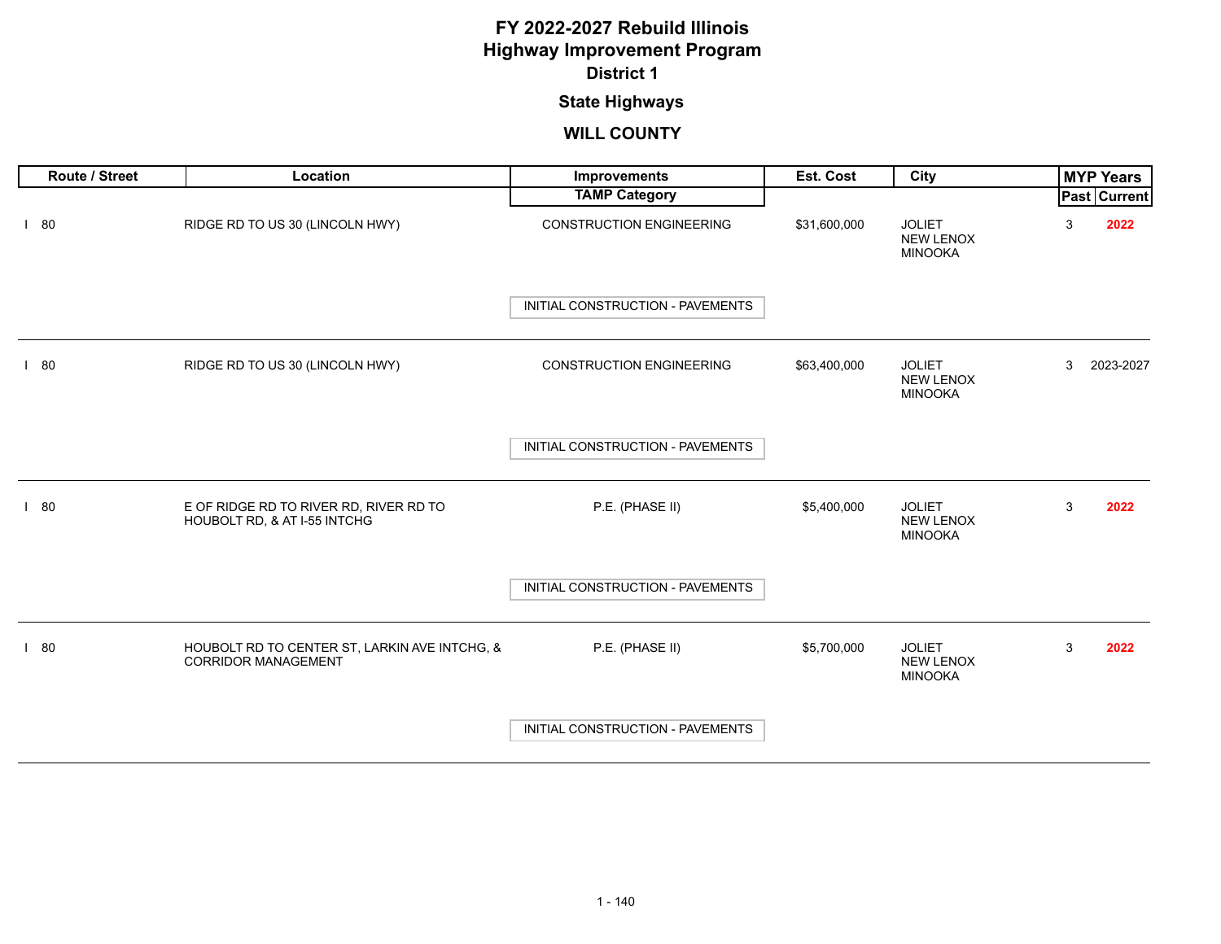# FY 2022-2027 Rebuild Illinois
# Highway Improvement Program
## District 1
### State Highways
### WILL COUNTY

| Route / Street | Location | Improvements / TAMP Category | Est. Cost | City | MYP Years Past | MYP Years Current |
|---|---|---|---|---|---|---|
| I 80 | RIDGE RD TO US 30 (LINCOLN HWY) | CONSTRUCTION ENGINEERING<br>INITIAL CONSTRUCTION - PAVEMENTS | $31,600,000 | JOLIET<br>NEW LENOX<br>MINOOKA | 3 | **2022** |
| I 80 | RIDGE RD TO US 30 (LINCOLN HWY) | CONSTRUCTION ENGINEERING<br>INITIAL CONSTRUCTION - PAVEMENTS | $63,400,000 | JOLIET<br>NEW LENOX<br>MINOOKA | 3 | 2023-2027 |
| I 80 | E OF RIDGE RD TO RIVER RD, RIVER RD TO HOUBOLT RD, & AT I-55 INTCHG | P.E. (PHASE II)<br>INITIAL CONSTRUCTION - PAVEMENTS | $5,400,000 | JOLIET<br>NEW LENOX<br>MINOOKA | 3 | **2022** |
| I 80 | HOUBOLT RD TO CENTER ST, LARKIN AVE INTCHG, & CORRIDOR MANAGEMENT | P.E. (PHASE II)<br>INITIAL CONSTRUCTION - PAVEMENTS | $5,700,000 | JOLIET<br>NEW LENOX<br>MINOOKA | 3 | **2022** |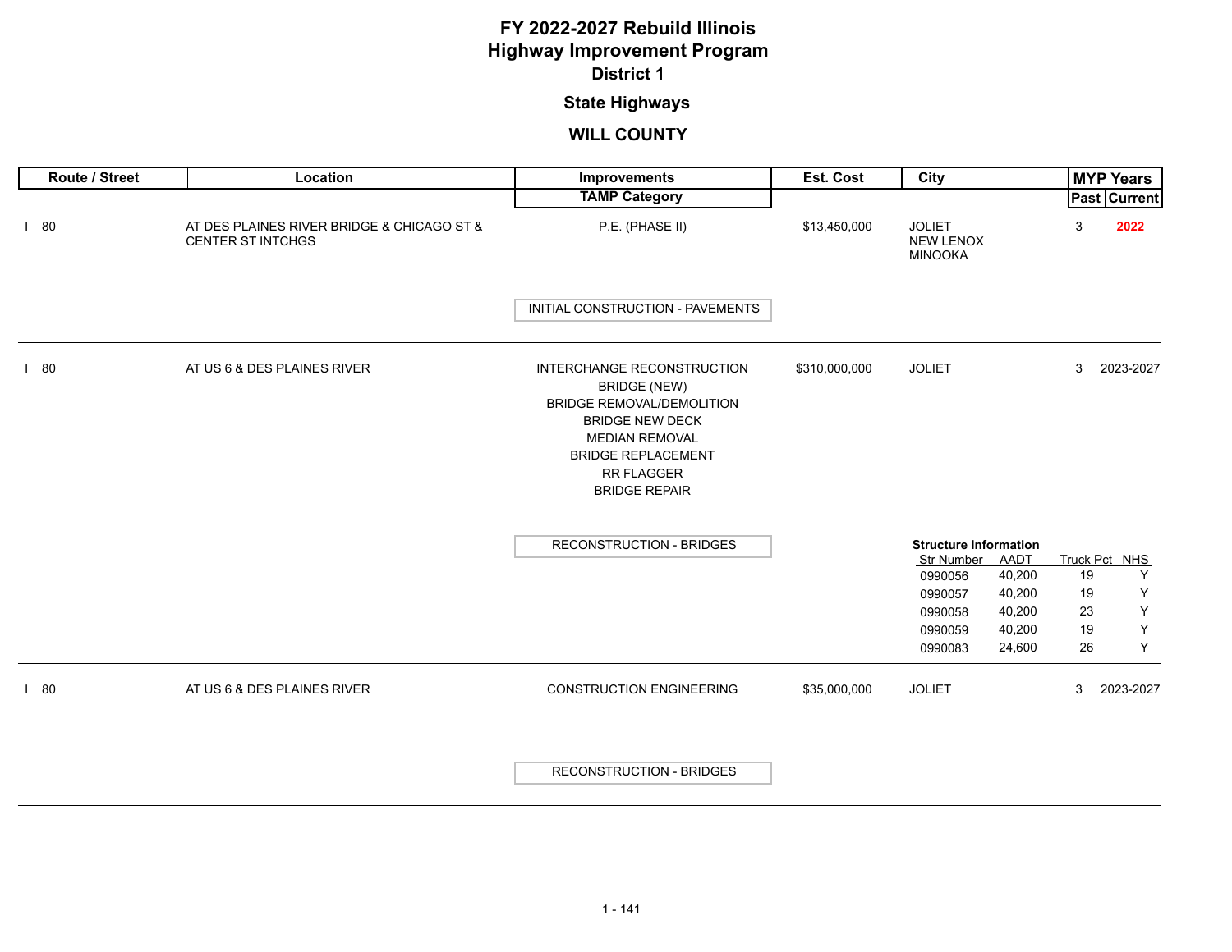# FY 2022-2027 Rebuild Illinois
# Highway Improvement Program
## District 1
### State Highways
### WILL COUNTY

| Route / Street | Location | Improvements / TAMP Category | Est. Cost | City | MYP Years Past | MYP Years Current |
|---|---|---|---|---|---|---|
| I 80 | AT DES PLAINES RIVER BRIDGE & CHICAGO ST & CENTER ST INTCHGS | P.E. (PHASE II)<br>TAMP Category: INITIAL CONSTRUCTION - PAVEMENTS | $13,450,000 | JOLIET<br>NEW LENOX<br>MINOOKA | 3 | 2022 |
| I 80 | AT US 6 & DES PLAINES RIVER | INTERCHANGE RECONSTRUCTION<br>BRIDGE (NEW)<br>BRIDGE REMOVAL/DEMOLITION<br>BRIDGE NEW DECK<br>MEDIAN REMOVAL<br>BRIDGE REPLACEMENT<br>RR FLAGGER<br>BRIDGE REPAIR<br>TAMP Category: RECONSTRUCTION - BRIDGES | $310,000,000 | JOLIET | 3 | 2023-2027 |
| I 80 | AT US 6 & DES PLAINES RIVER | CONSTRUCTION ENGINEERING<br>TAMP Category: RECONSTRUCTION - BRIDGES | $35,000,000 | JOLIET | 3 | 2023-2027 |

**Structure Information** (I 80 AT US 6 & DES PLAINES RIVER – INTERCHANGE RECONSTRUCTION)

| Str Number | AADT | Truck Pct | NHS |
|---|---|---|---|
| 0990056 | 40,200 | 19 | Y |
| 0990057 | 40,200 | 19 | Y |
| 0990058 | 40,200 | 23 | Y |
| 0990059 | 40,200 | 19 | Y |
| 0990083 | 24,600 | 26 | Y |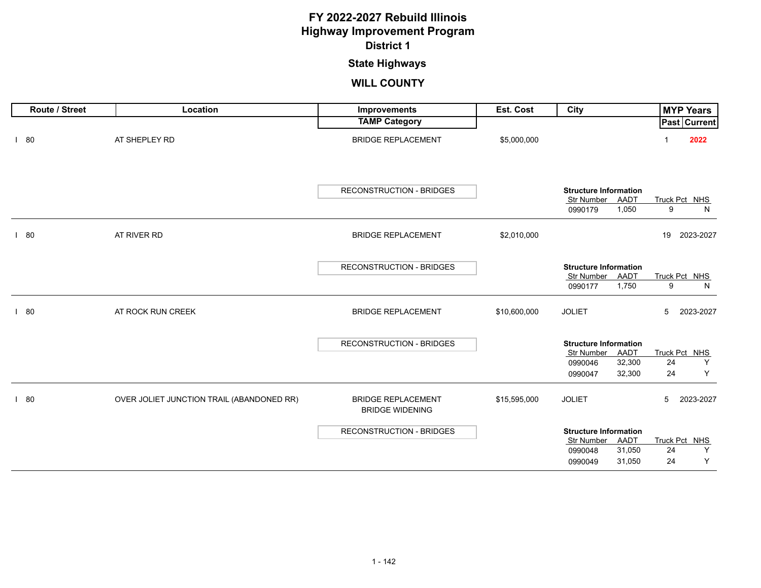# FY 2022-2027 Rebuild Illinois
# Highway Improvement Program
## District 1

### State Highways

### WILL COUNTY

| Route / Street | Location | Improvements / TAMP Category | Est. Cost | City | MYP Years Past | MYP Years Current |
|---|---|---|---|---|---|---|
| I 80 | AT SHEPLEY RD | BRIDGE REPLACEMENT | $5,000,000 | | 1 | **2022** |
| | | RECONSTRUCTION - BRIDGES | | Structure Information: Str Number 0990179, AADT 1,050, Truck Pct 9, NHS N | | |
| I 80 | AT RIVER RD | BRIDGE REPLACEMENT | $2,010,000 | | 19 | 2023-2027 |
| | | RECONSTRUCTION - BRIDGES | | Structure Information: Str Number 0990177, AADT 1,750, Truck Pct 9, NHS N | | |
| I 80 | AT ROCK RUN CREEK | BRIDGE REPLACEMENT | $10,600,000 | JOLIET | 5 | 2023-2027 |
| | | RECONSTRUCTION - BRIDGES | | Structure Information: Str Number 0990046, AADT 32,300, Truck Pct 24, NHS Y; Str Number 0990047, AADT 32,300, Truck Pct 24, NHS Y | | |
| I 80 | OVER JOLIET JUNCTION TRAIL (ABANDONED RR) | BRIDGE REPLACEMENT<br>BRIDGE WIDENING | $15,595,000 | JOLIET | 5 | 2023-2027 |
| | | RECONSTRUCTION - BRIDGES | | Structure Information: Str Number 0990048, AADT 31,050, Truck Pct 24, NHS Y; Str Number 0990049, AADT 31,050, Truck Pct 24, NHS Y | | |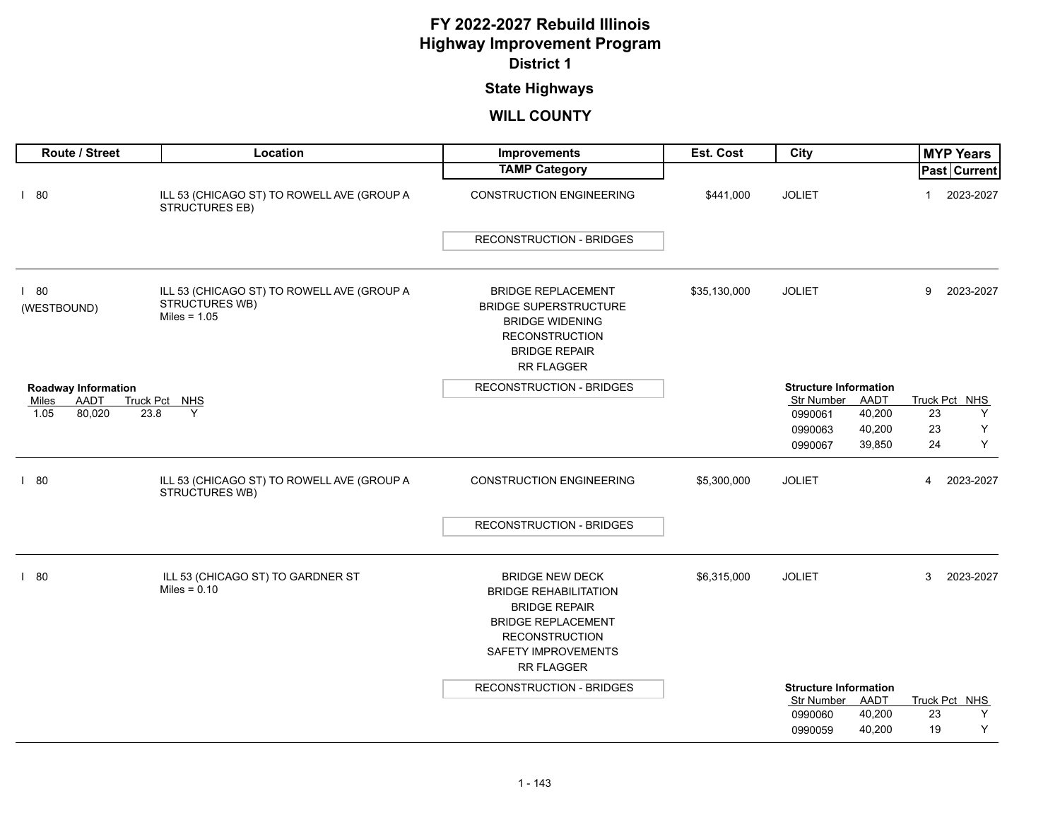# FY 2022-2027 Rebuild Illinois
# Highway Improvement Program
## District 1
## State Highways
## WILL COUNTY

| Route / Street | Location | Improvements / TAMP Category | Est. Cost | City | MYP Years Past | MYP Years Current |
|---|---|---|---|---|---|---|
| I 80 | ILL 53 (CHICAGO ST) TO ROWELL AVE (GROUP A STRUCTURES EB) | CONSTRUCTION ENGINEERING<br>**TAMP:** RECONSTRUCTION - BRIDGES | $441,000 | JOLIET | 1 | 2023-2027 |
| I 80 (WESTBOUND) | ILL 53 (CHICAGO ST) TO ROWELL AVE (GROUP A STRUCTURES WB)<br>Miles = 1.05 | BRIDGE REPLACEMENT<br>BRIDGE SUPERSTRUCTURE<br>BRIDGE WIDENING<br>RECONSTRUCTION<br>BRIDGE REPAIR<br>RR FLAGGER<br>**TAMP:** RECONSTRUCTION - BRIDGES | $35,130,000 | JOLIET | 9 | 2023-2027 |
| I 80 | ILL 53 (CHICAGO ST) TO ROWELL AVE (GROUP A STRUCTURES WB) | CONSTRUCTION ENGINEERING<br>**TAMP:** RECONSTRUCTION - BRIDGES | $5,300,000 | JOLIET | 4 | 2023-2027 |
| I 80 | ILL 53 (CHICAGO ST) TO GARDNER ST<br>Miles = 0.10 | BRIDGE NEW DECK<br>BRIDGE REHABILITATION<br>BRIDGE REPAIR<br>BRIDGE REPLACEMENT<br>RECONSTRUCTION<br>SAFETY IMPROVEMENTS<br>RR FLAGGER<br>**TAMP:** RECONSTRUCTION - BRIDGES | $6,315,000 | JOLIET | 3 | 2023-2027 |

**I 80 (WESTBOUND) — ILL 53 (CHICAGO ST) TO ROWELL AVE (GROUP A STRUCTURES WB)**

**Roadway Information**

| Miles | AADT | Truck Pct | NHS |
|---|---|---|---|
| 1.05 | 80,020 | 23.8 | Y |

**Structure Information**

| Str Number | AADT | Truck Pct | NHS |
|---|---|---|---|
| 0990061 | 40,200 | 23 | Y |
| 0990063 | 40,200 | 23 | Y |
| 0990067 | 39,850 | 24 | Y |

**I 80 — ILL 53 (CHICAGO ST) TO GARDNER ST**

**Structure Information**

| Str Number | AADT | Truck Pct | NHS |
|---|---|---|---|
| 0990060 | 40,200 | 23 | Y |
| 0990059 | 40,200 | 19 | Y |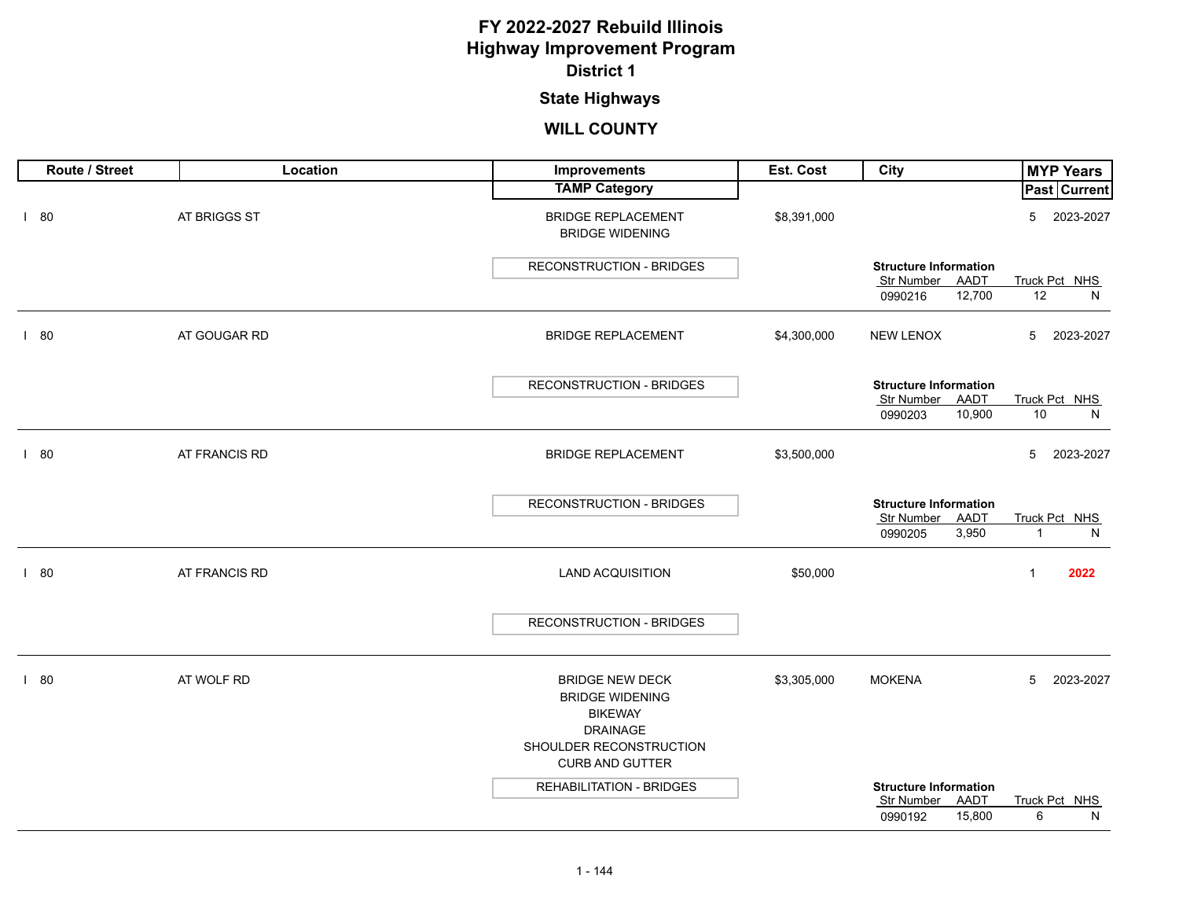# FY 2022-2027 Rebuild Illinois
# Highway Improvement Program
## District 1
### State Highways
### WILL COUNTY

| Route / Street | Location | Improvements / TAMP Category | Est. Cost | City | MYP Years Past | MYP Years Current |
|---|---|---|---|---|---|---|
| I 80 | AT BRIGGS ST | BRIDGE REPLACEMENT<br>BRIDGE WIDENING<br>RECONSTRUCTION - BRIDGES | $8,391,000 | | 5 | 2023-2027 |
| | | | | **Structure Information**<br>Str Number: 0990216<br>AADT: 12,700<br>Truck Pct: 12<br>NHS: N | | |
| I 80 | AT GOUGAR RD | BRIDGE REPLACEMENT<br>RECONSTRUCTION - BRIDGES | $4,300,000 | NEW LENOX | 5 | 2023-2027 |
| | | | | **Structure Information**<br>Str Number: 0990203<br>AADT: 10,900<br>Truck Pct: 10<br>NHS: N | | |
| I 80 | AT FRANCIS RD | BRIDGE REPLACEMENT<br>RECONSTRUCTION - BRIDGES | $3,500,000 | | 5 | 2023-2027 |
| | | | | **Structure Information**<br>Str Number: 0990205<br>AADT: 3,950<br>Truck Pct: 1<br>NHS: N | | |
| I 80 | AT FRANCIS RD | LAND ACQUISITION<br>RECONSTRUCTION - BRIDGES | $50,000 | | 1 | 2022 |
| I 80 | AT WOLF RD | BRIDGE NEW DECK<br>BRIDGE WIDENING<br>BIKEWAY<br>DRAINAGE<br>SHOULDER RECONSTRUCTION<br>CURB AND GUTTER<br>REHABILITATION - BRIDGES | $3,305,000 | MOKENA | 5 | 2023-2027 |
| | | | | **Structure Information**<br>Str Number: 0990192<br>AADT: 15,800<br>Truck Pct: 6<br>NHS: N | | |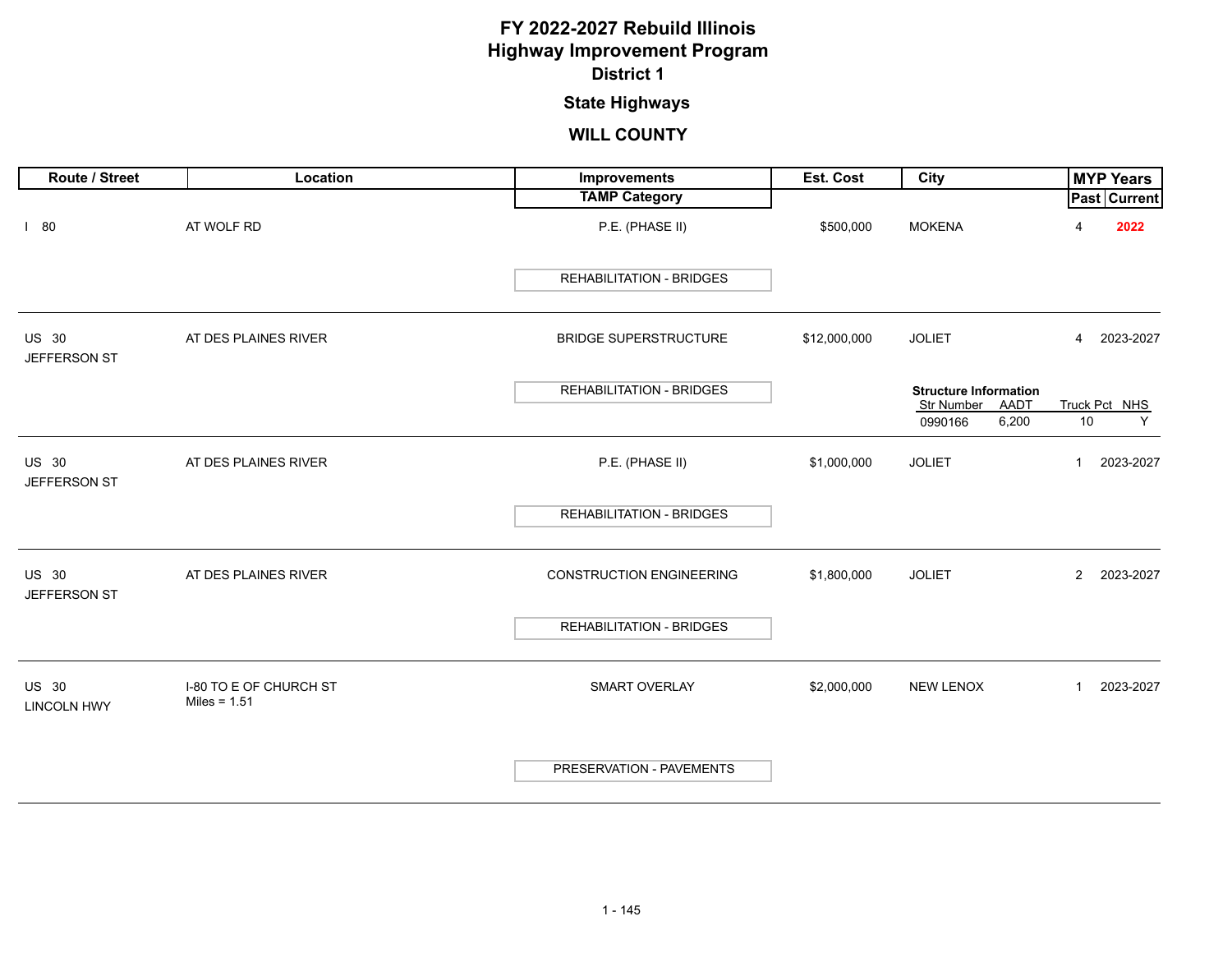# FY 2022-2027 Rebuild Illinois
# Highway Improvement Program
## District 1

### State Highways

### WILL COUNTY

| Route / Street | Location | Improvements / TAMP Category | Est. Cost | City | MYP Years Past | MYP Years Current |
|---|---|---|---|---|---|---|
| I 80 | AT WOLF RD | P.E. (PHASE II)<br>REHABILITATION - BRIDGES | $500,000 | MOKENA | 4 | **2022** |
| US 30<br>JEFFERSON ST | AT DES PLAINES RIVER | BRIDGE SUPERSTRUCTURE<br>REHABILITATION - BRIDGES | $12,000,000 | JOLIET<br>**Structure Information**<br>Str Number: 0990166; AADT: 6,200; Truck Pct: 10; NHS: Y | 4 | 2023-2027 |
| US 30<br>JEFFERSON ST | AT DES PLAINES RIVER | P.E. (PHASE II)<br>REHABILITATION - BRIDGES | $1,000,000 | JOLIET | 1 | 2023-2027 |
| US 30<br>JEFFERSON ST | AT DES PLAINES RIVER | CONSTRUCTION ENGINEERING<br>REHABILITATION - BRIDGES | $1,800,000 | JOLIET | 2 | 2023-2027 |
| US 30<br>LINCOLN HWY | I-80 TO E OF CHURCH ST<br>Miles = 1.51 | SMART OVERLAY<br>PRESERVATION - PAVEMENTS | $2,000,000 | NEW LENOX | 1 | 2023-2027 |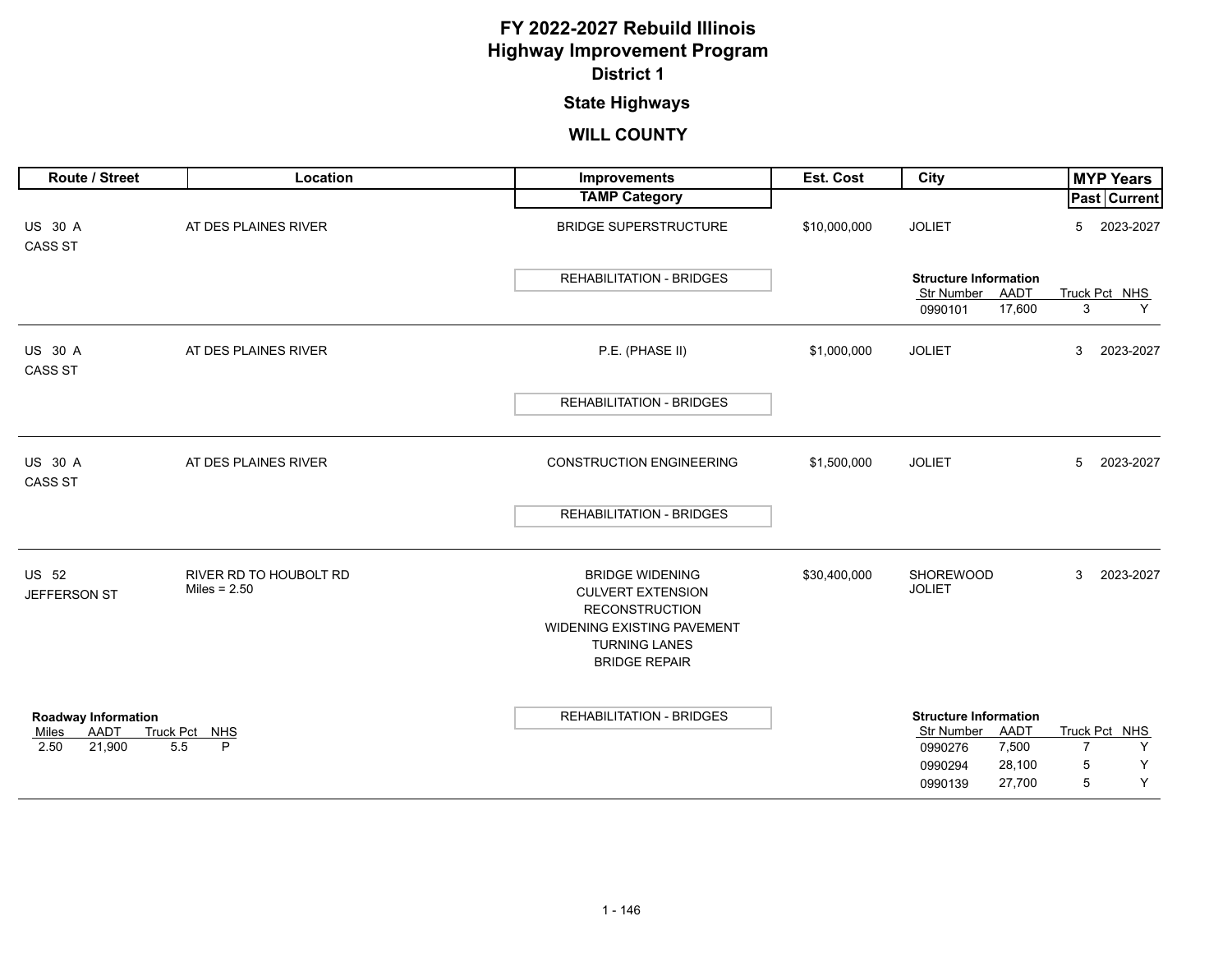# FY 2022-2027 Rebuild Illinois
# Highway Improvement Program
## District 1

### State Highways

### WILL COUNTY

| Route / Street | Location | Improvements / TAMP Category | Est. Cost | City | MYP Years Past | MYP Years Current |
|---|---|---|---|---|---|---|
| US 30 A CASS ST | AT DES PLAINES RIVER | BRIDGE SUPERSTRUCTURE | $10,000,000 | JOLIET | 5 | 2023-2027 |
| | | REHABILITATION - BRIDGES | | | | |

**Structure Information**

| Str Number | AADT | Truck Pct | NHS |
|---|---|---|---|
| 0990101 | 17,600 | 3 | Y |

| Route / Street | Location | Improvements / TAMP Category | Est. Cost | City | MYP Years Past | MYP Years Current |
|---|---|---|---|---|---|---|
| US 30 A CASS ST | AT DES PLAINES RIVER | P.E. (PHASE II) | $1,000,000 | JOLIET | 3 | 2023-2027 |
| | | REHABILITATION - BRIDGES | | | | |
| US 30 A CASS ST | AT DES PLAINES RIVER | CONSTRUCTION ENGINEERING | $1,500,000 | JOLIET | 5 | 2023-2027 |
| | | REHABILITATION - BRIDGES | | | | |
| US 52 JEFFERSON ST | RIVER RD TO HOUBOLT RD Miles = 2.50 | BRIDGE WIDENING<br>CULVERT EXTENSION<br>RECONSTRUCTION<br>WIDENING EXISTING PAVEMENT<br>TURNING LANES<br>BRIDGE REPAIR | $30,400,000 | SHOREWOOD JOLIET | 3 | 2023-2027 |
| | | REHABILITATION - BRIDGES | | | | |

**Roadway Information**

| Miles | AADT | Truck Pct | NHS |
|---|---|---|---|
| 2.50 | 21,900 | 5.5 | P |

**Structure Information**

| Str Number | AADT | Truck Pct | NHS |
|---|---|---|---|
| 0990276 | 7,500 | 7 | Y |
| 0990294 | 28,100 | 5 | Y |
| 0990139 | 27,700 | 5 | Y |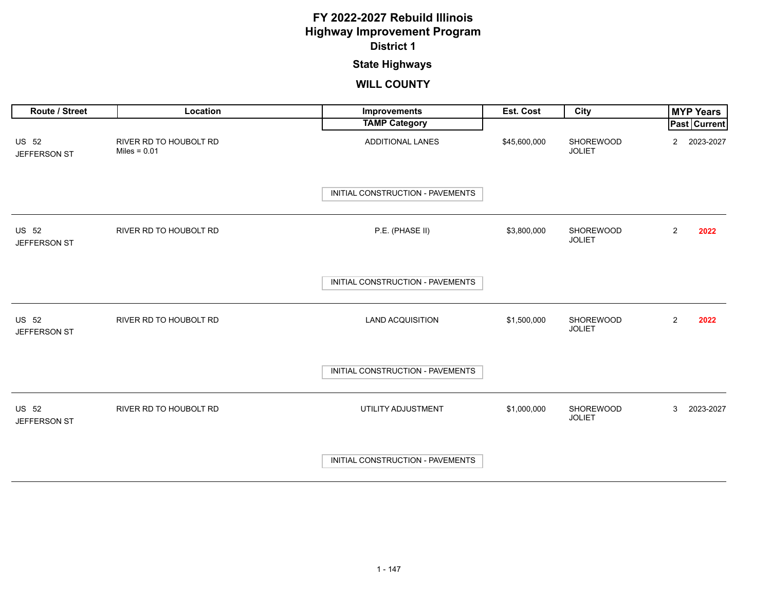# FY 2022-2027 Rebuild Illinois
# Highway Improvement Program
## District 1

## State Highways

## WILL COUNTY

| Route / Street | Location | Improvements / TAMP Category | Est. Cost | City | MYP Years Past | MYP Years Current |
|---|---|---|---|---|---|---|
| US 52 JEFFERSON ST | RIVER RD TO HOUBOLT RD Miles = 0.01 | ADDITIONAL LANES / INITIAL CONSTRUCTION - PAVEMENTS | $45,600,000 | SHOREWOOD JOLIET | 2 | 2023-2027 |
| US 52 JEFFERSON ST | RIVER RD TO HOUBOLT RD | P.E. (PHASE II) / INITIAL CONSTRUCTION - PAVEMENTS | $3,800,000 | SHOREWOOD JOLIET | 2 | **2022** |
| US 52 JEFFERSON ST | RIVER RD TO HOUBOLT RD | LAND ACQUISITION / INITIAL CONSTRUCTION - PAVEMENTS | $1,500,000 | SHOREWOOD JOLIET | 2 | **2022** |
| US 52 JEFFERSON ST | RIVER RD TO HOUBOLT RD | UTILITY ADJUSTMENT / INITIAL CONSTRUCTION - PAVEMENTS | $1,000,000 | SHOREWOOD JOLIET | 3 | 2023-2027 |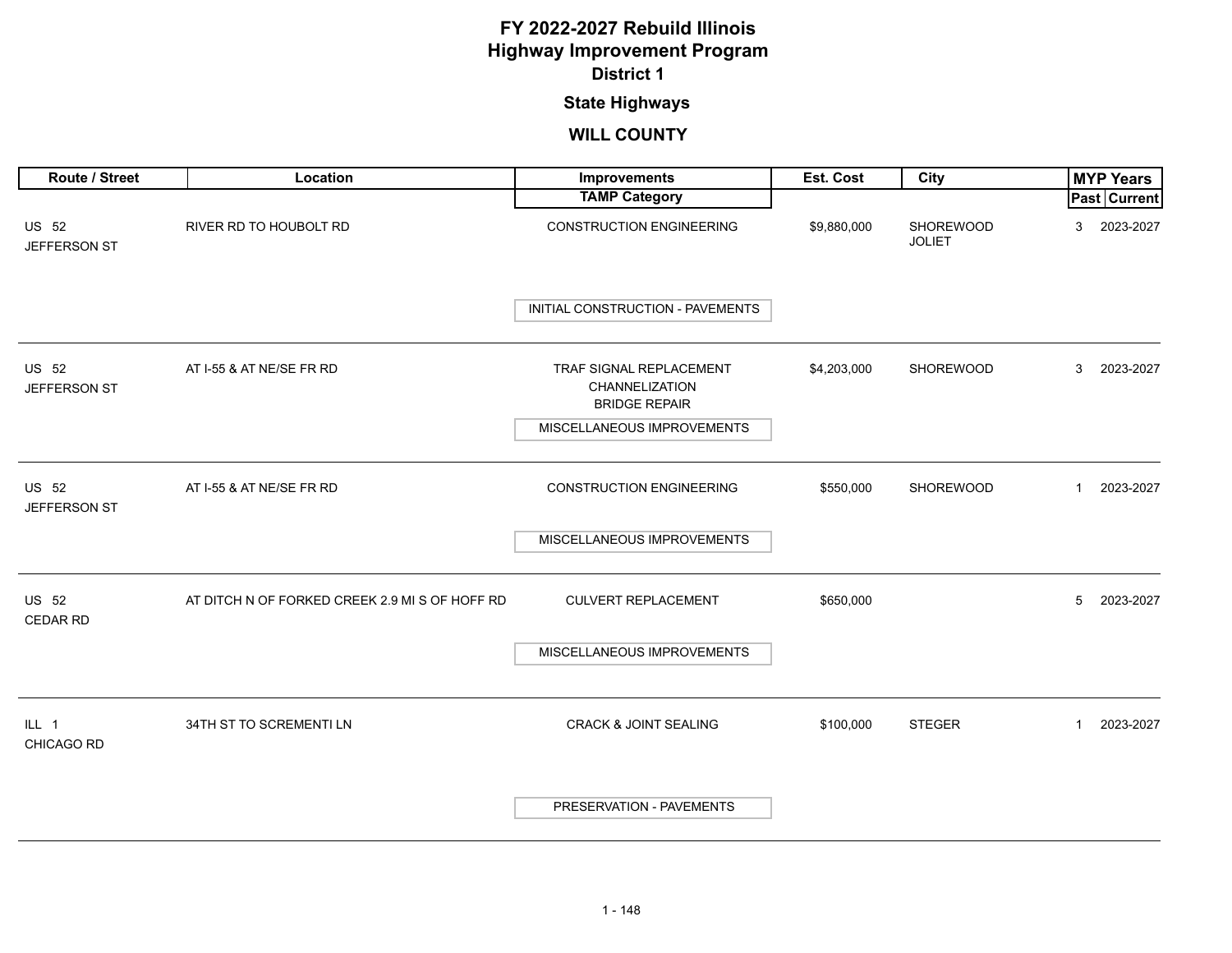# FY 2022-2027 Rebuild Illinois
# Highway Improvement Program
## District 1

### State Highways

### WILL COUNTY

| Route / Street | Location | Improvements / TAMP Category | Est. Cost | City | MYP Years Past | MYP Years Current |
|---|---|---|---|---|---|---|
| US 52 JEFFERSON ST | RIVER RD TO HOUBOLT RD | CONSTRUCTION ENGINEERING<br>INITIAL CONSTRUCTION - PAVEMENTS | $9,880,000 | SHOREWOOD JOLIET | 3 | 2023-2027 |
| US 52 JEFFERSON ST | AT I-55 & AT NE/SE FR RD | TRAF SIGNAL REPLACEMENT<br>CHANNELIZATION<br>BRIDGE REPAIR<br>MISCELLANEOUS IMPROVEMENTS | $4,203,000 | SHOREWOOD | 3 | 2023-2027 |
| US 52 JEFFERSON ST | AT I-55 & AT NE/SE FR RD | CONSTRUCTION ENGINEERING<br>MISCELLANEOUS IMPROVEMENTS | $550,000 | SHOREWOOD | 1 | 2023-2027 |
| US 52 CEDAR RD | AT DITCH N OF FORKED CREEK 2.9 MI S OF HOFF RD | CULVERT REPLACEMENT<br>MISCELLANEOUS IMPROVEMENTS | $650,000 | | 5 | 2023-2027 |
| ILL 1 CHICAGO RD | 34TH ST TO SCREMENTI LN | CRACK & JOINT SEALING<br>PRESERVATION - PAVEMENTS | $100,000 | STEGER | 1 | 2023-2027 |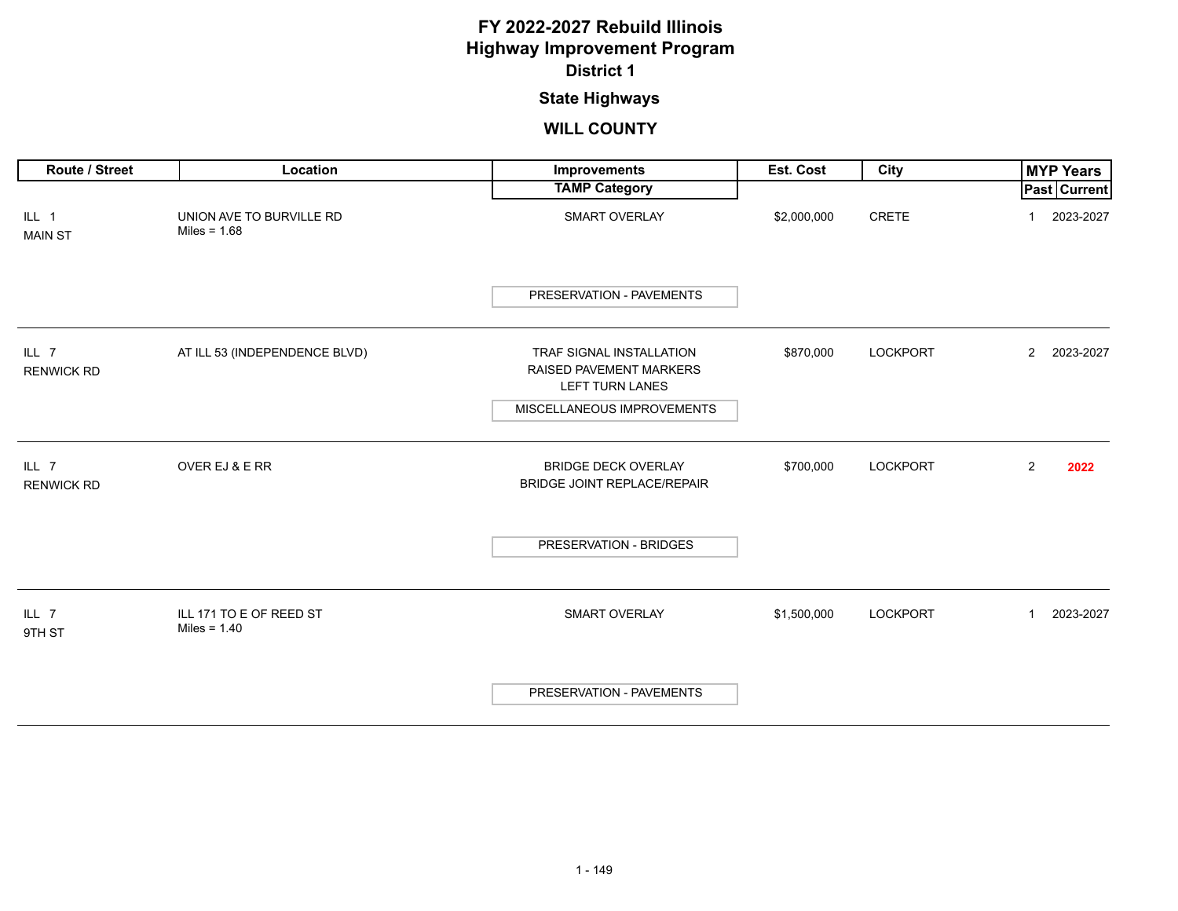# FY 2022-2027 Rebuild Illinois
# Highway Improvement Program
## District 1
### State Highways
### WILL COUNTY

| Route / Street | Location | Improvements / TAMP Category | Est. Cost | City | MYP Years Past | MYP Years Current |
|---|---|---|---|---|---|---|
| ILL 1<br>MAIN ST | UNION AVE TO BURVILLE RD<br>Miles = 1.68 | SMART OVERLAY<br>PRESERVATION - PAVEMENTS | $2,000,000 | CRETE | 1 | 2023-2027 |
| ILL 7<br>RENWICK RD | AT ILL 53 (INDEPENDENCE BLVD) | TRAF SIGNAL INSTALLATION<br>RAISED PAVEMENT MARKERS<br>LEFT TURN LANES<br>MISCELLANEOUS IMPROVEMENTS | $870,000 | LOCKPORT | 2 | 2023-2027 |
| ILL 7<br>RENWICK RD | OVER EJ & E RR | BRIDGE DECK OVERLAY<br>BRIDGE JOINT REPLACE/REPAIR<br>PRESERVATION - BRIDGES | $700,000 | LOCKPORT | 2 | **2022** |
| ILL 7<br>9TH ST | ILL 171 TO E OF REED ST<br>Miles = 1.40 | SMART OVERLAY<br>PRESERVATION - PAVEMENTS | $1,500,000 | LOCKPORT | 1 | 2023-2027 |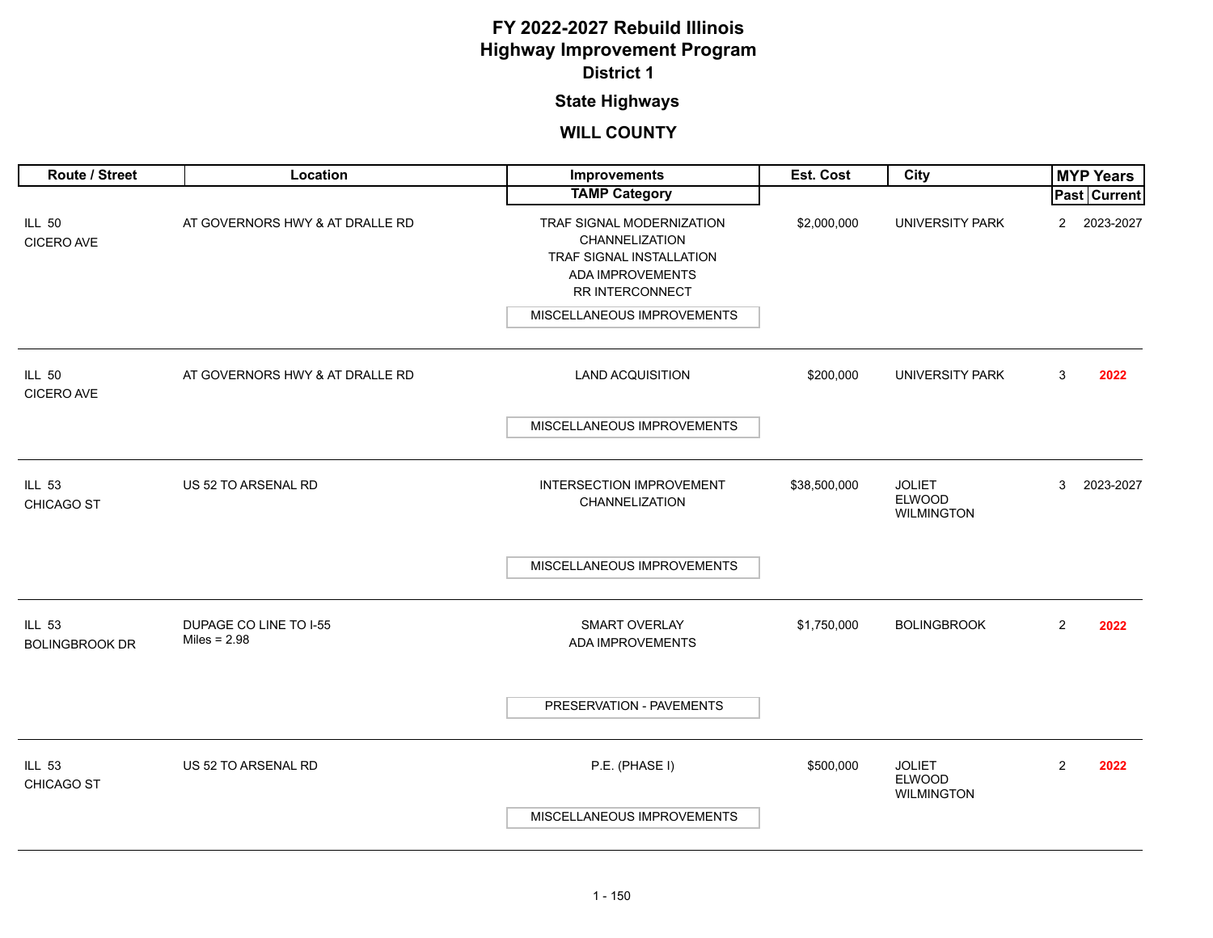# FY 2022-2027 Rebuild Illinois
# Highway Improvement Program
## District 1
### State Highways
### WILL COUNTY

| Route / Street | Location | Improvements / TAMP Category | Est. Cost | City | MYP Years Past | MYP Years Current |
|---|---|---|---|---|---|---|
| ILL 50 CICERO AVE | AT GOVERNORS HWY & AT DRALLE RD | TRAF SIGNAL MODERNIZATION<br>CHANNELIZATION<br>TRAF SIGNAL INSTALLATION<br>ADA IMPROVEMENTS<br>RR INTERCONNECT<br>MISCELLANEOUS IMPROVEMENTS | $2,000,000 | UNIVERSITY PARK | 2 | 2023-2027 |
| ILL 50 CICERO AVE | AT GOVERNORS HWY & AT DRALLE RD | LAND ACQUISITION<br>MISCELLANEOUS IMPROVEMENTS | $200,000 | UNIVERSITY PARK | 3 | **2022** |
| ILL 53 CHICAGO ST | US 52 TO ARSENAL RD | INTERSECTION IMPROVEMENT<br>CHANNELIZATION<br>MISCELLANEOUS IMPROVEMENTS | $38,500,000 | JOLIET<br>ELWOOD<br>WILMINGTON | 3 | 2023-2027 |
| ILL 53 BOLINGBROOK DR | DUPAGE CO LINE TO I-55<br>Miles = 2.98 | SMART OVERLAY<br>ADA IMPROVEMENTS<br>PRESERVATION - PAVEMENTS | $1,750,000 | BOLINGBROOK | 2 | **2022** |
| ILL 53 CHICAGO ST | US 52 TO ARSENAL RD | P.E. (PHASE I)<br>MISCELLANEOUS IMPROVEMENTS | $500,000 | JOLIET<br>ELWOOD<br>WILMINGTON | 2 | **2022** |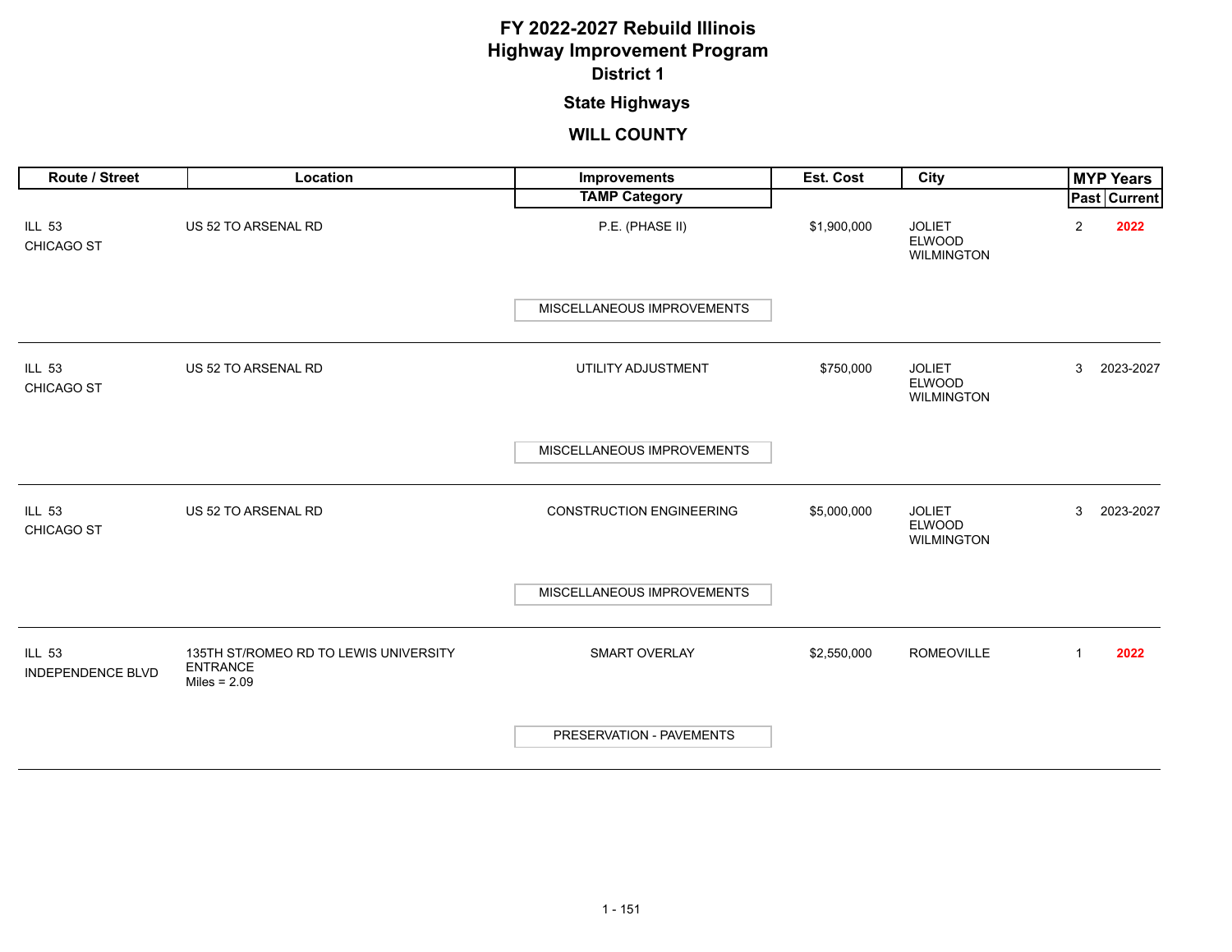# FY 2022-2027 Rebuild Illinois
# Highway Improvement Program
## District 1
### State Highways
### WILL COUNTY

| Route / Street | Location | Improvements / TAMP Category | Est. Cost | City | MYP Years Past | MYP Years Current |
|---|---|---|---|---|---|---|
| ILL 53 CHICAGO ST | US 52 TO ARSENAL RD | P.E. (PHASE II) / MISCELLANEOUS IMPROVEMENTS | $1,900,000 | JOLIET ELWOOD WILMINGTON | 2 | **2022** |
| ILL 53 CHICAGO ST | US 52 TO ARSENAL RD | UTILITY ADJUSTMENT / MISCELLANEOUS IMPROVEMENTS | $750,000 | JOLIET ELWOOD WILMINGTON | 3 | 2023-2027 |
| ILL 53 CHICAGO ST | US 52 TO ARSENAL RD | CONSTRUCTION ENGINEERING / MISCELLANEOUS IMPROVEMENTS | $5,000,000 | JOLIET ELWOOD WILMINGTON | 3 | 2023-2027 |
| ILL 53 INDEPENDENCE BLVD | 135TH ST/ROMEO RD TO LEWIS UNIVERSITY ENTRANCE Miles = 2.09 | SMART OVERLAY / PRESERVATION - PAVEMENTS | $2,550,000 | ROMEOVILLE | 1 | **2022** |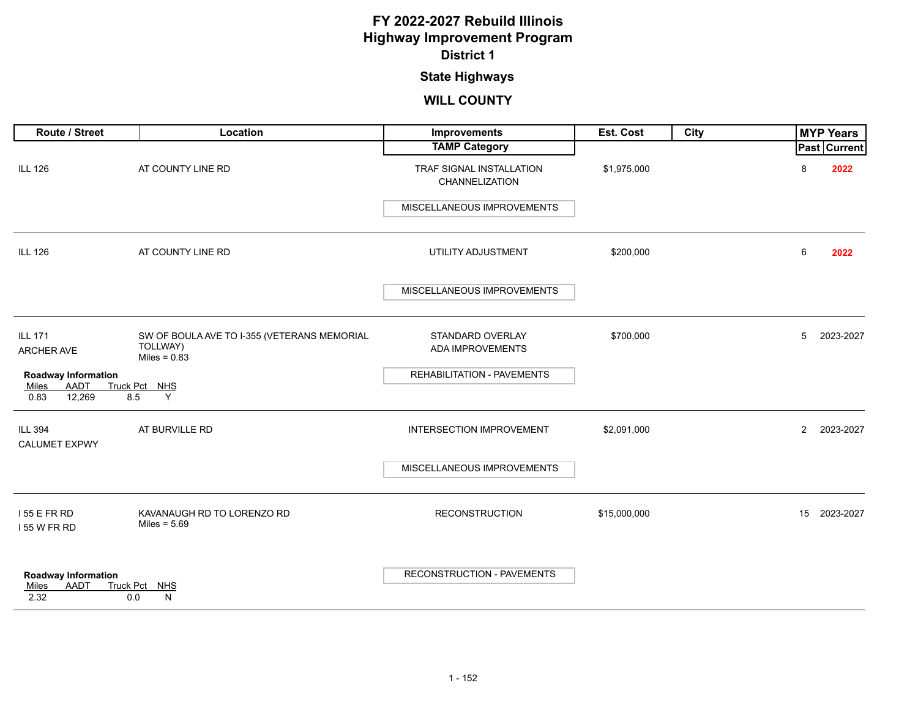# FY 2022-2027 Rebuild Illinois
# Highway Improvement Program
## District 1
## State Highways
## WILL COUNTY

| Route / Street | Location | Improvements / TAMP Category | Est. Cost | City | MYP Years Past | MYP Years Current |
|---|---|---|---|---|---|---|
| ILL 126 | AT COUNTY LINE RD | TRAF SIGNAL INSTALLATION<br>CHANNELIZATION<br>MISCELLANEOUS IMPROVEMENTS | $1,975,000 | | 8 | 2022 |
| ILL 126 | AT COUNTY LINE RD | UTILITY ADJUSTMENT<br>MISCELLANEOUS IMPROVEMENTS | $200,000 | | 6 | 2022 |
| ILL 171<br>ARCHER AVE<br>**Roadway Information**<br>Miles: 0.83, AADT: 12,269, Truck Pct: 8.5, NHS: Y | SW OF BOULA AVE TO I-355 (VETERANS MEMORIAL TOLLWAY)<br>Miles = 0.83 | STANDARD OVERLAY<br>ADA IMPROVEMENTS<br>REHABILITATION - PAVEMENTS | $700,000 | | 5 | 2023-2027 |
| ILL 394<br>CALUMET EXPWY | AT BURVILLE RD | INTERSECTION IMPROVEMENT<br>MISCELLANEOUS IMPROVEMENTS | $2,091,000 | | 2 | 2023-2027 |
| I 55 E FR RD<br>I 55 W FR RD<br>**Roadway Information**<br>Miles: 2.32, AADT: , Truck Pct: 0.0, NHS: N | KAVANAUGH RD TO LORENZO RD<br>Miles = 5.69 | RECONSTRUCTION<br>RECONSTRUCTION - PAVEMENTS | $15,000,000 | | 15 | 2023-2027 |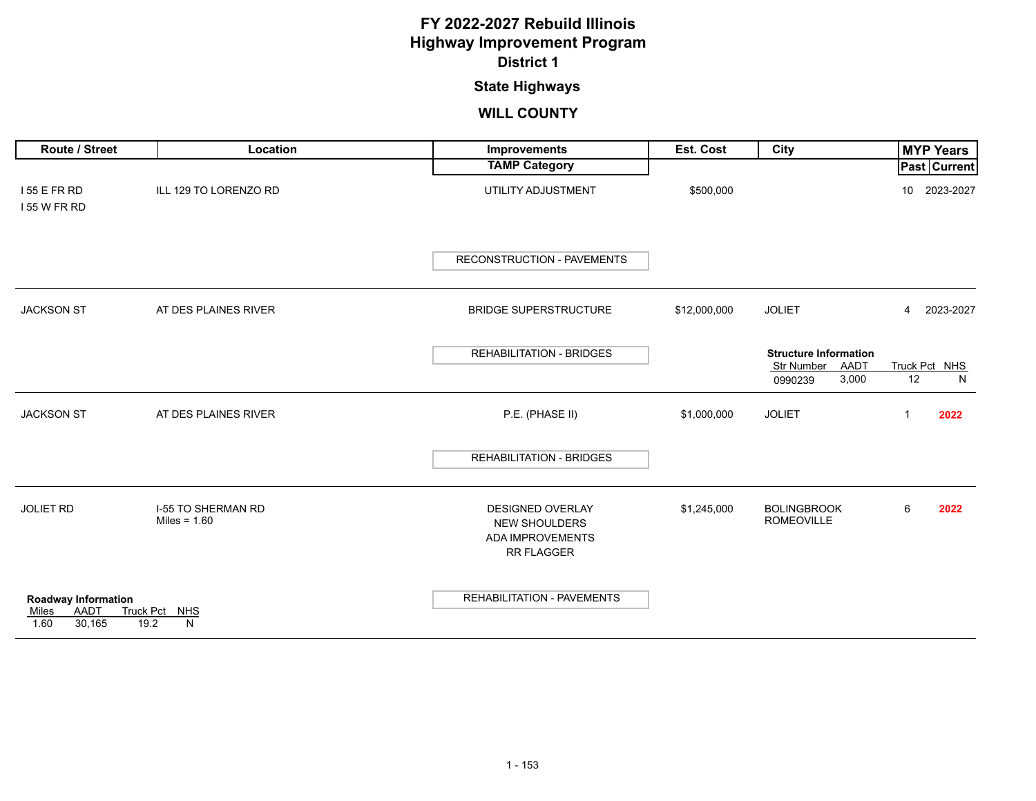# FY 2022-2027 Rebuild Illinois
# Highway Improvement Program
## District 1
### State Highways
### WILL COUNTY

| Route / Street | Location | Improvements / TAMP Category | Est. Cost | City | MYP Years Past | MYP Years Current |
|---|---|---|---|---|---|---|
| I 55 E FR RD<br>I 55 W FR RD | ILL 129 TO LORENZO RD | UTILITY ADJUSTMENT<br><br>RECONSTRUCTION - PAVEMENTS | $500,000 | | 10 | 2023-2027 |
| JACKSON ST | AT DES PLAINES RIVER | BRIDGE SUPERSTRUCTURE<br><br>REHABILITATION - BRIDGES | $12,000,000 | JOLIET<br><br>**Structure Information**<br>Str Number: 0990239; AADT: 3,000; Truck Pct: 12; NHS: N | 4 | 2023-2027 |
| JACKSON ST | AT DES PLAINES RIVER | P.E. (PHASE II)<br><br>REHABILITATION - BRIDGES | $1,000,000 | JOLIET | 1 | **2022** |
| JOLIET RD | I-55 TO SHERMAN RD<br>Miles = 1.60<br><br>**Roadway Information**<br>Miles: 1.60; AADT: 30,165; Truck Pct: 19.2; NHS: N | DESIGNED OVERLAY<br>NEW SHOULDERS<br>ADA IMPROVEMENTS<br>RR FLAGGER<br><br>REHABILITATION - PAVEMENTS | $1,245,000 | BOLINGBROOK<br>ROMEOVILLE | 6 | **2022** |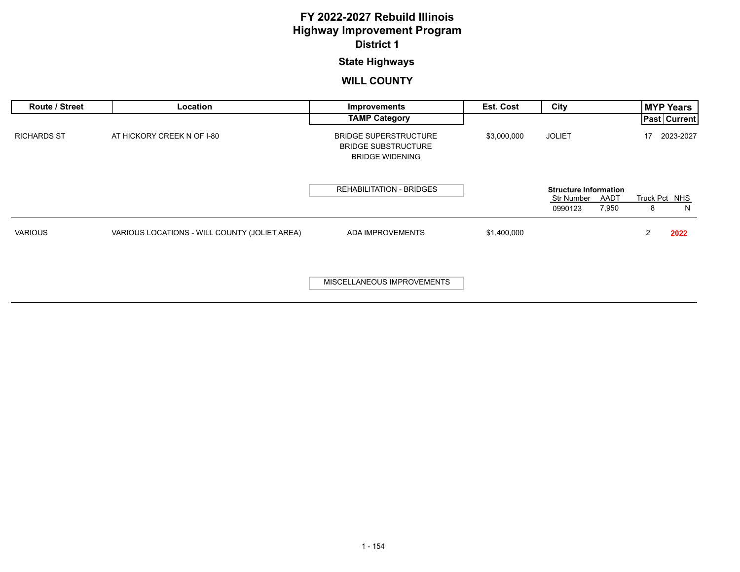# FY 2022-2027 Rebuild Illinois
# Highway Improvement Program
## District 1

### State Highways

### WILL COUNTY

| Route / Street | Location | Improvements / TAMP Category | Est. Cost | City | MYP Years Past | MYP Years Current |
|---|---|---|---|---|---|---|
| RICHARDS ST | AT HICKORY CREEK N OF I-80 | BRIDGE SUPERSTRUCTURE<br>BRIDGE SUBSTRUCTURE<br>BRIDGE WIDENING<br><br>REHABILITATION - BRIDGES | $3,000,000 | JOLIET<br><br>**Structure Information**<br>Str Number: 0990123<br>AADT: 7,950<br>Truck Pct: 8<br>NHS: N | 17 | 2023-2027 |
| VARIOUS | VARIOUS LOCATIONS - WILL COUNTY (JOLIET AREA) | ADA IMPROVEMENTS<br><br>MISCELLANEOUS IMPROVEMENTS | $1,400,000 | | 2 | **2022** |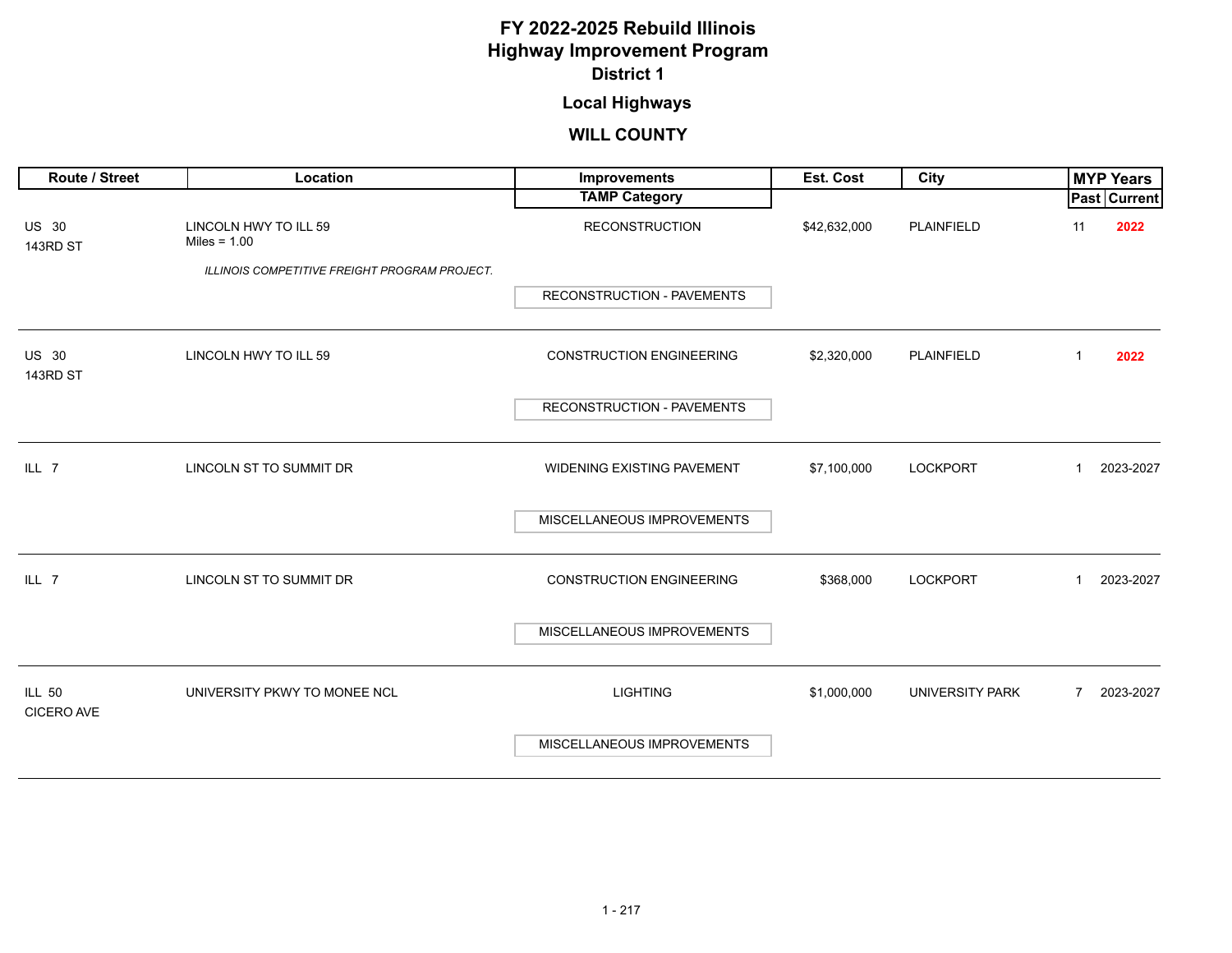# FY 2022-2025 Rebuild Illinois
# Highway Improvement Program
## District 1

## Local Highways

## WILL COUNTY

| Route / Street | Location | Improvements / TAMP Category | Est. Cost | City | MYP Years Past | MYP Years Current |
|---|---|---|---|---|---|---|
| US 30<br>143RD ST | LINCOLN HWY TO ILL 59<br>Miles = 1.00<br>*ILLINOIS COMPETITIVE FREIGHT PROGRAM PROJECT.* | RECONSTRUCTION<br>RECONSTRUCTION - PAVEMENTS | $42,632,000 | PLAINFIELD | 11 | **2022** |
| US 30<br>143RD ST | LINCOLN HWY TO ILL 59 | CONSTRUCTION ENGINEERING<br>RECONSTRUCTION - PAVEMENTS | $2,320,000 | PLAINFIELD | 1 | **2022** |
| ILL 7 | LINCOLN ST TO SUMMIT DR | WIDENING EXISTING PAVEMENT<br>MISCELLANEOUS IMPROVEMENTS | $7,100,000 | LOCKPORT | 1 | 2023-2027 |
| ILL 7 | LINCOLN ST TO SUMMIT DR | CONSTRUCTION ENGINEERING<br>MISCELLANEOUS IMPROVEMENTS | $368,000 | LOCKPORT | 1 | 2023-2027 |
| ILL 50<br>CICERO AVE | UNIVERSITY PKWY TO MONEE NCL | LIGHTING<br>MISCELLANEOUS IMPROVEMENTS | $1,000,000 | UNIVERSITY PARK | 7 | 2023-2027 |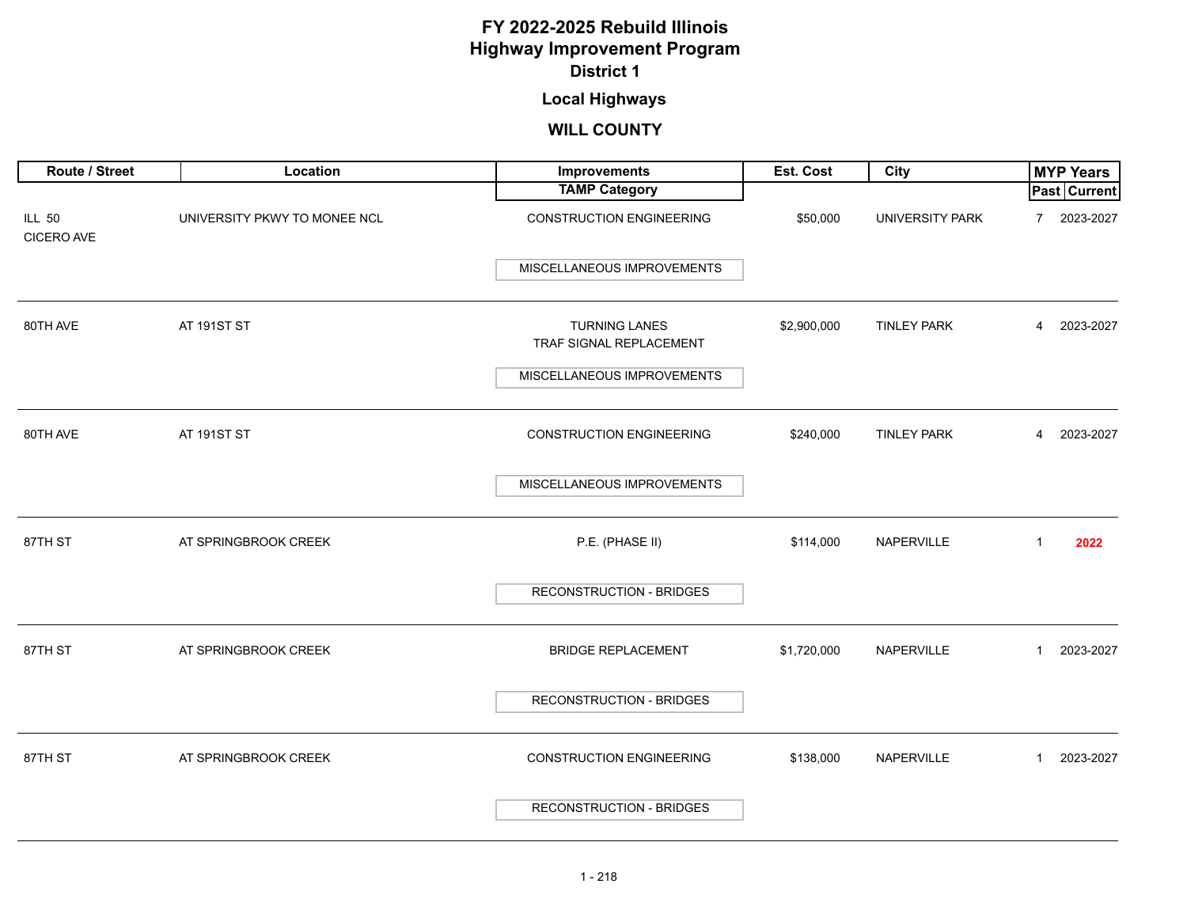# FY 2022-2025 Rebuild Illinois
# Highway Improvement Program
## District 1

## Local Highways

## WILL COUNTY

| Route / Street | Location | Improvements / TAMP Category | Est. Cost | City | MYP Years Past | MYP Years Current |
|---|---|---|---|---|---|---|
| ILL 50 CICERO AVE | UNIVERSITY PKWY TO MONEE NCL | CONSTRUCTION ENGINEERING / MISCELLANEOUS IMPROVEMENTS | $50,000 | UNIVERSITY PARK | 7 | 2023-2027 |
| 80TH AVE | AT 191ST ST | TURNING LANES, TRAF SIGNAL REPLACEMENT / MISCELLANEOUS IMPROVEMENTS | $2,900,000 | TINLEY PARK | 4 | 2023-2027 |
| 80TH AVE | AT 191ST ST | CONSTRUCTION ENGINEERING / MISCELLANEOUS IMPROVEMENTS | $240,000 | TINLEY PARK | 4 | 2023-2027 |
| 87TH ST | AT SPRINGBROOK CREEK | P.E. (PHASE II) / RECONSTRUCTION - BRIDGES | $114,000 | NAPERVILLE | 1 | **2022** |
| 87TH ST | AT SPRINGBROOK CREEK | BRIDGE REPLACEMENT / RECONSTRUCTION - BRIDGES | $1,720,000 | NAPERVILLE | 1 | 2023-2027 |
| 87TH ST | AT SPRINGBROOK CREEK | CONSTRUCTION ENGINEERING / RECONSTRUCTION - BRIDGES | $138,000 | NAPERVILLE | 1 | 2023-2027 |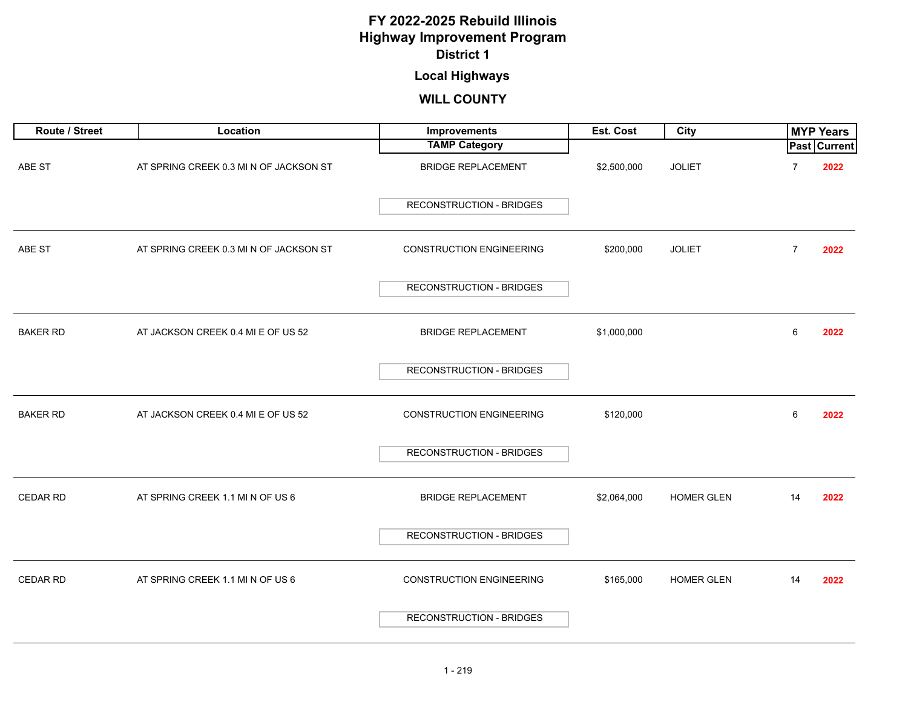# FY 2022-2025 Rebuild Illinois Highway Improvement Program

## District 1

### Local Highways

### WILL COUNTY

| Route / Street | Location | Improvements / TAMP Category | Est. Cost | City | MYP Years Past | MYP Years Current |
|---|---|---|---|---|---|---|
| ABE ST | AT SPRING CREEK 0.3 MI N OF JACKSON ST | BRIDGE REPLACEMENT / RECONSTRUCTION - BRIDGES | $2,500,000 | JOLIET | 7 | 2022 |
| ABE ST | AT SPRING CREEK 0.3 MI N OF JACKSON ST | CONSTRUCTION ENGINEERING / RECONSTRUCTION - BRIDGES | $200,000 | JOLIET | 7 | 2022 |
| BAKER RD | AT JACKSON CREEK 0.4 MI E OF US 52 | BRIDGE REPLACEMENT / RECONSTRUCTION - BRIDGES | $1,000,000 | | 6 | 2022 |
| BAKER RD | AT JACKSON CREEK 0.4 MI E OF US 52 | CONSTRUCTION ENGINEERING / RECONSTRUCTION - BRIDGES | $120,000 | | 6 | 2022 |
| CEDAR RD | AT SPRING CREEK 1.1 MI N OF US 6 | BRIDGE REPLACEMENT / RECONSTRUCTION - BRIDGES | $2,064,000 | HOMER GLEN | 14 | 2022 |
| CEDAR RD | AT SPRING CREEK 1.1 MI N OF US 6 | CONSTRUCTION ENGINEERING / RECONSTRUCTION - BRIDGES | $165,000 | HOMER GLEN | 14 | 2022 |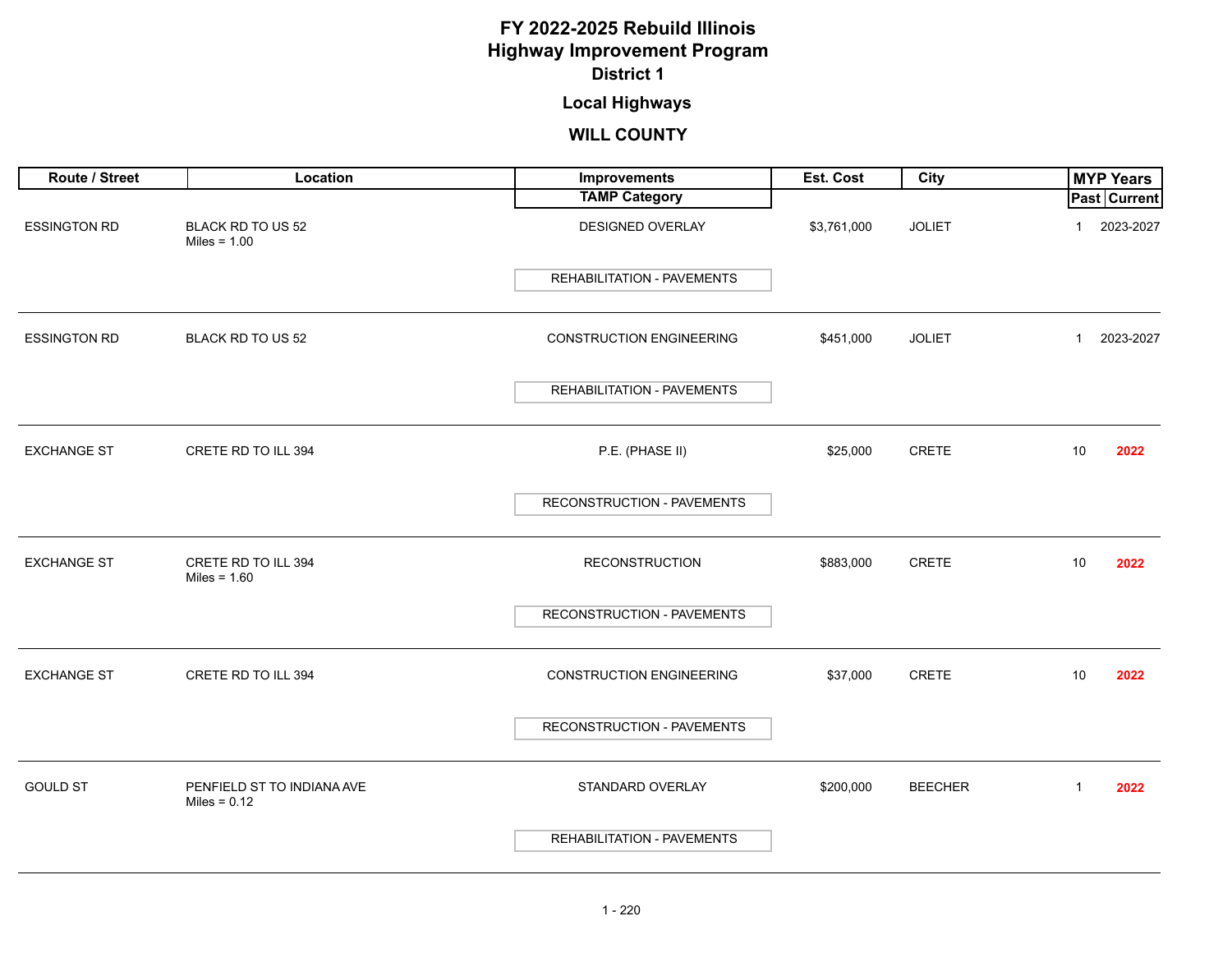# FY 2022-2025 Rebuild Illinois
# Highway Improvement Program
## District 1
### Local Highways
### WILL COUNTY

| Route / Street | Location | Improvements / TAMP Category | Est. Cost | City | MYP Years Past | MYP Years Current |
|---|---|---|---|---|---|---|
| ESSINGTON RD | BLACK RD TO US 52 Miles = 1.00 | DESIGNED OVERLAY / REHABILITATION - PAVEMENTS | $3,761,000 | JOLIET | 1 | 2023-2027 |
| ESSINGTON RD | BLACK RD TO US 52 | CONSTRUCTION ENGINEERING / REHABILITATION - PAVEMENTS | $451,000 | JOLIET | 1 | 2023-2027 |
| EXCHANGE ST | CRETE RD TO ILL 394 | P.E. (PHASE II) / RECONSTRUCTION - PAVEMENTS | $25,000 | CRETE | 10 | 2022 |
| EXCHANGE ST | CRETE RD TO ILL 394 Miles = 1.60 | RECONSTRUCTION / RECONSTRUCTION - PAVEMENTS | $883,000 | CRETE | 10 | 2022 |
| EXCHANGE ST | CRETE RD TO ILL 394 | CONSTRUCTION ENGINEERING / RECONSTRUCTION - PAVEMENTS | $37,000 | CRETE | 10 | 2022 |
| GOULD ST | PENFIELD ST TO INDIANA AVE Miles = 0.12 | STANDARD OVERLAY / REHABILITATION - PAVEMENTS | $200,000 | BEECHER | 1 | 2022 |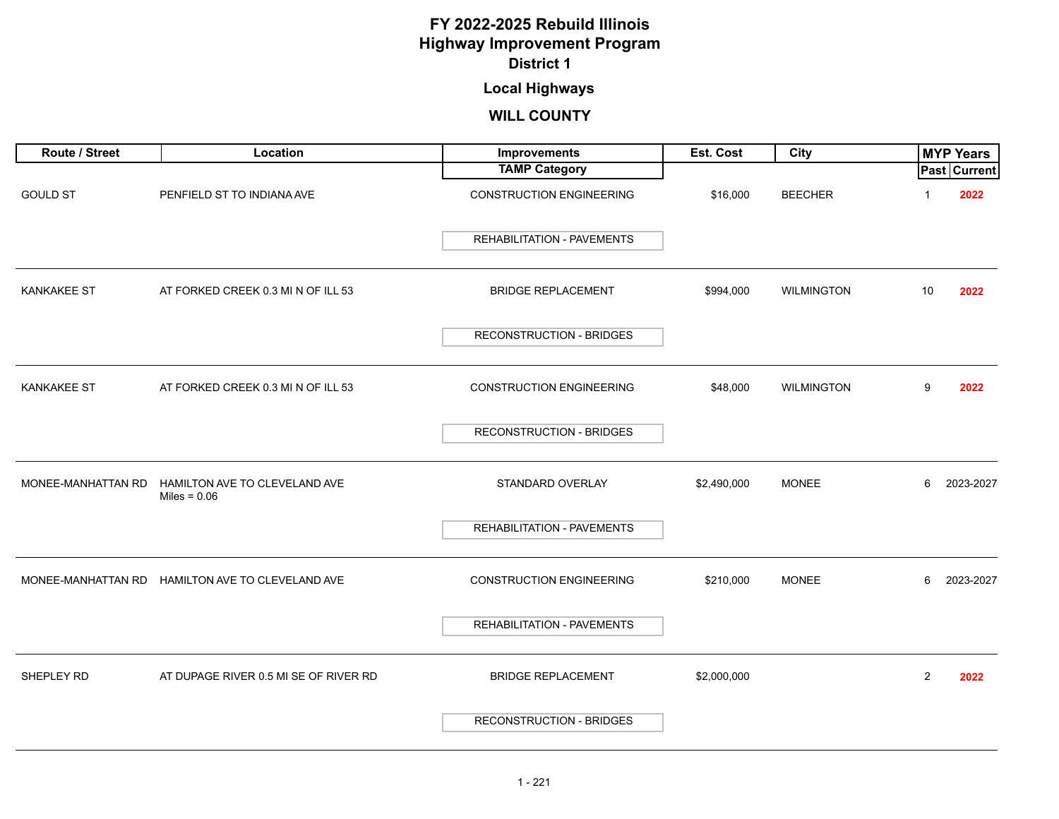# FY 2022-2025 Rebuild Illinois
# Highway Improvement Program
## District 1
## Local Highways
## WILL COUNTY

| Route / Street | Location | Improvements / TAMP Category | Est. Cost | City | MYP Years Past | MYP Years Current |
|---|---|---|---|---|---|---|
| GOULD ST | PENFIELD ST TO INDIANA AVE | CONSTRUCTION ENGINEERING / REHABILITATION - PAVEMENTS | $16,000 | BEECHER | 1 | 2022 |
| KANKAKEE ST | AT FORKED CREEK 0.3 MI N OF ILL 53 | BRIDGE REPLACEMENT / RECONSTRUCTION - BRIDGES | $994,000 | WILMINGTON | 10 | 2022 |
| KANKAKEE ST | AT FORKED CREEK 0.3 MI N OF ILL 53 | CONSTRUCTION ENGINEERING / RECONSTRUCTION - BRIDGES | $48,000 | WILMINGTON | 9 | 2022 |
| MONEE-MANHATTAN RD | HAMILTON AVE TO CLEVELAND AVE Miles = 0.06 | STANDARD OVERLAY / REHABILITATION - PAVEMENTS | $2,490,000 | MONEE | 6 | 2023-2027 |
| MONEE-MANHATTAN RD | HAMILTON AVE TO CLEVELAND AVE | CONSTRUCTION ENGINEERING / REHABILITATION - PAVEMENTS | $210,000 | MONEE | 6 | 2023-2027 |
| SHEPLEY RD | AT DUPAGE RIVER 0.5 MI SE OF RIVER RD | BRIDGE REPLACEMENT / RECONSTRUCTION - BRIDGES | $2,000,000 | | 2 | 2022 |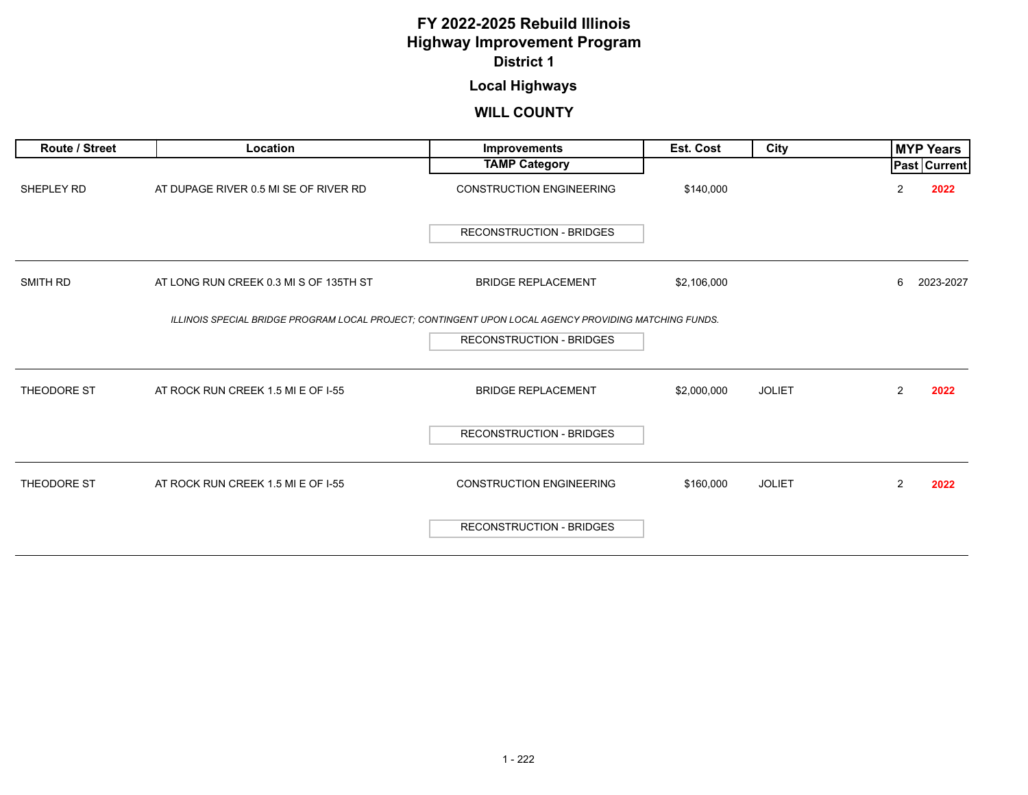# FY 2022-2025 Rebuild Illinois
# Highway Improvement Program
## District 1

### Local Highways

### WILL COUNTY

| Route / Street | Location | Improvements / TAMP Category | Est. Cost | City | MYP Years Past | MYP Years Current |
|---|---|---|---|---|---|---|
| SHEPLEY RD | AT DUPAGE RIVER 0.5 MI SE OF RIVER RD | CONSTRUCTION ENGINEERING<br>RECONSTRUCTION - BRIDGES | $140,000 | | 2 | **2022** |
| SMITH RD | AT LONG RUN CREEK 0.3 MI S OF 135TH ST | BRIDGE REPLACEMENT<br>*ILLINOIS SPECIAL BRIDGE PROGRAM LOCAL PROJECT; CONTINGENT UPON LOCAL AGENCY PROVIDING MATCHING FUNDS.*<br>RECONSTRUCTION - BRIDGES | $2,106,000 | | 6 | 2023-2027 |
| THEODORE ST | AT ROCK RUN CREEK 1.5 MI E OF I-55 | BRIDGE REPLACEMENT<br>RECONSTRUCTION - BRIDGES | $2,000,000 | JOLIET | 2 | **2022** |
| THEODORE ST | AT ROCK RUN CREEK 1.5 MI E OF I-55 | CONSTRUCTION ENGINEERING<br>RECONSTRUCTION - BRIDGES | $160,000 | JOLIET | 2 | **2022** |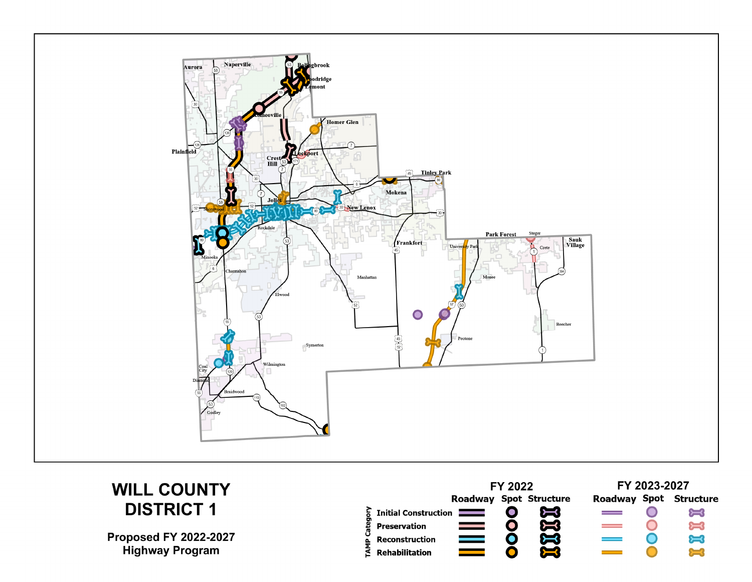# WILL COUNTY DISTRICT 1

Proposed FY 2022-2027 Highway Program

FY 2022

FY 2023-2027

Roadway Spot Structure

Roadway Spot Structure

TAMP Category

Initial Construction

Preservation

Reconstruction

Rehabilitation

Aurora
Naperville
Bolingbrook
Woodridge
Lemont
Romeoville
Homer Glen
Plainfield
Crest Hill
Lockport
Tinley Park
Mokena
Joliet
Shorewood
New Lenox
Rockdale
Minooka
Channahon
Frankfort
Park Forest
Steger
Sauk Village
Crete
University Park
Monee
Manhattan
Elwood
Symerton
Peotone
Beecher
Wilmington
Coal City
Diamond
Braidwood
Godley